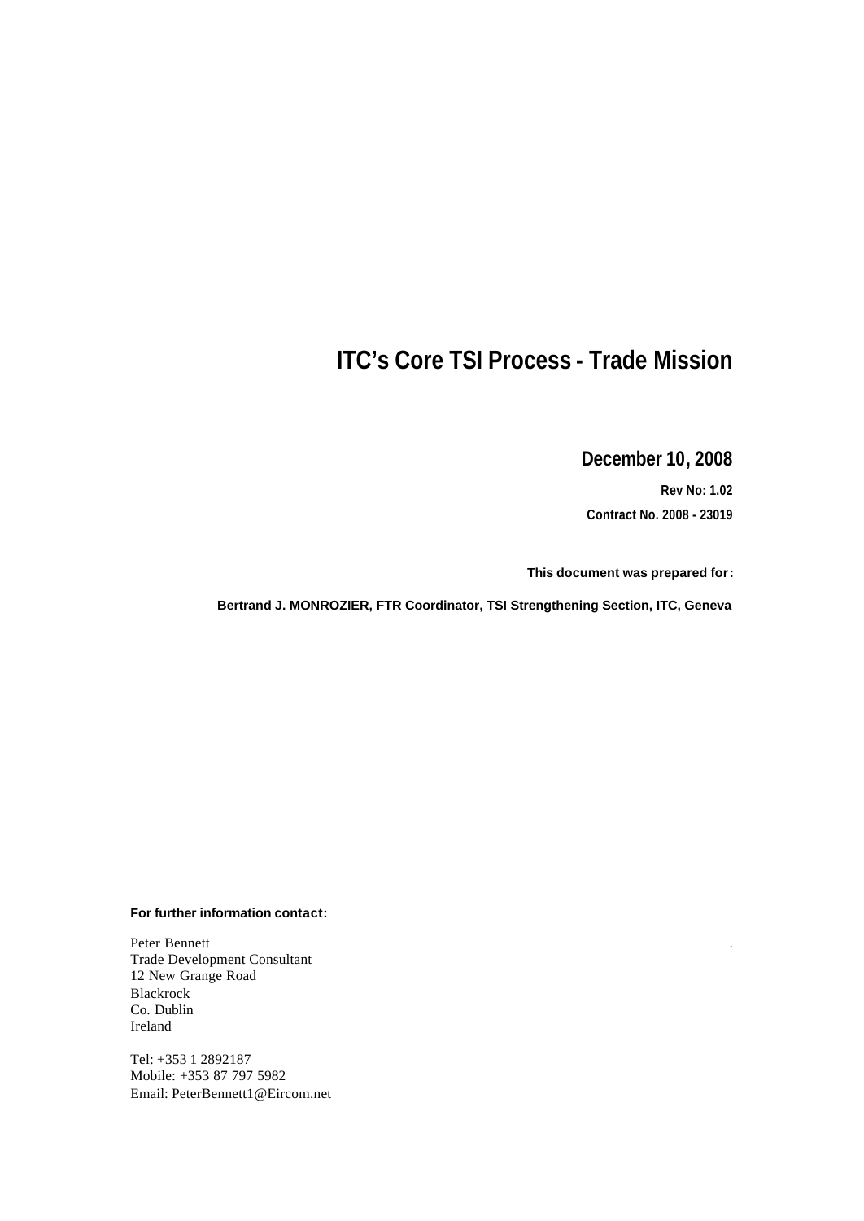# ITC's Core TSI Process - Trade Mission

**December 10, 2008**

**Rev No: 1.02**

**Contract No. 2008 - 23019**

**This document was prepared for:**

**Bertrand J. MONROZIER, FTR Coordinator, TSI Strengthening Section, ITC, Geneva**

**For further information contact:**

Peter Bennett
Trade Development Consultant
12 New Grange Road
Blackrock
Co. Dublin
Ireland

Tel: +353 1 2892187
Mobile: +353 87 797 5982
Email: PeterBennett1@Eircom.net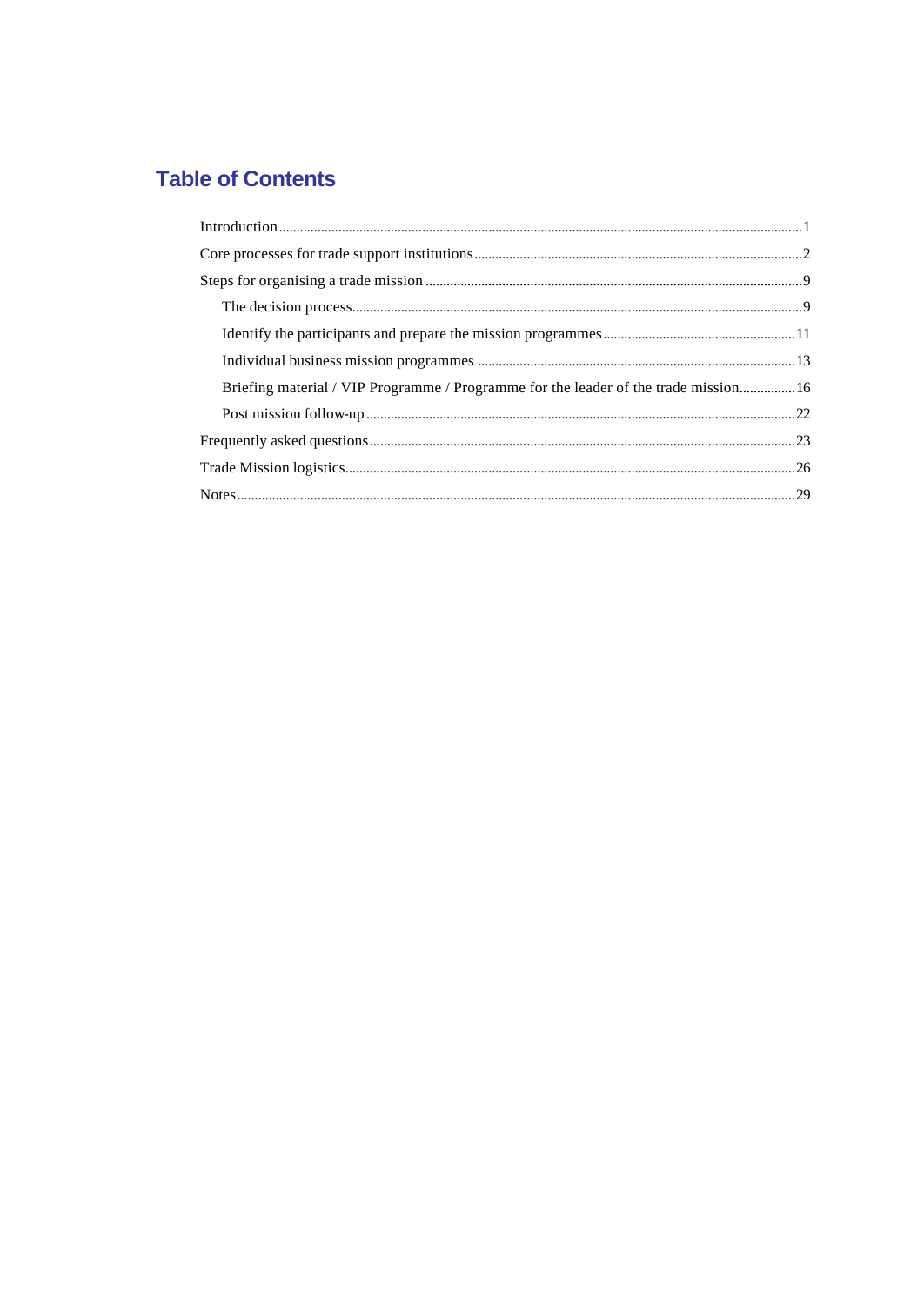# Table of Contents

Introduction .....1

Core processes for trade support institutions .....2

Steps for organising a trade mission .....9

- The decision process .....9
- Identify the participants and prepare the mission programmes .....11
- Individual business mission programmes .....13
- Briefing material / VIP Programme / Programme for the leader of the trade mission .....16
- Post mission follow-up .....22

Frequently asked questions .....23

Trade Mission logistics .....26

Notes .....29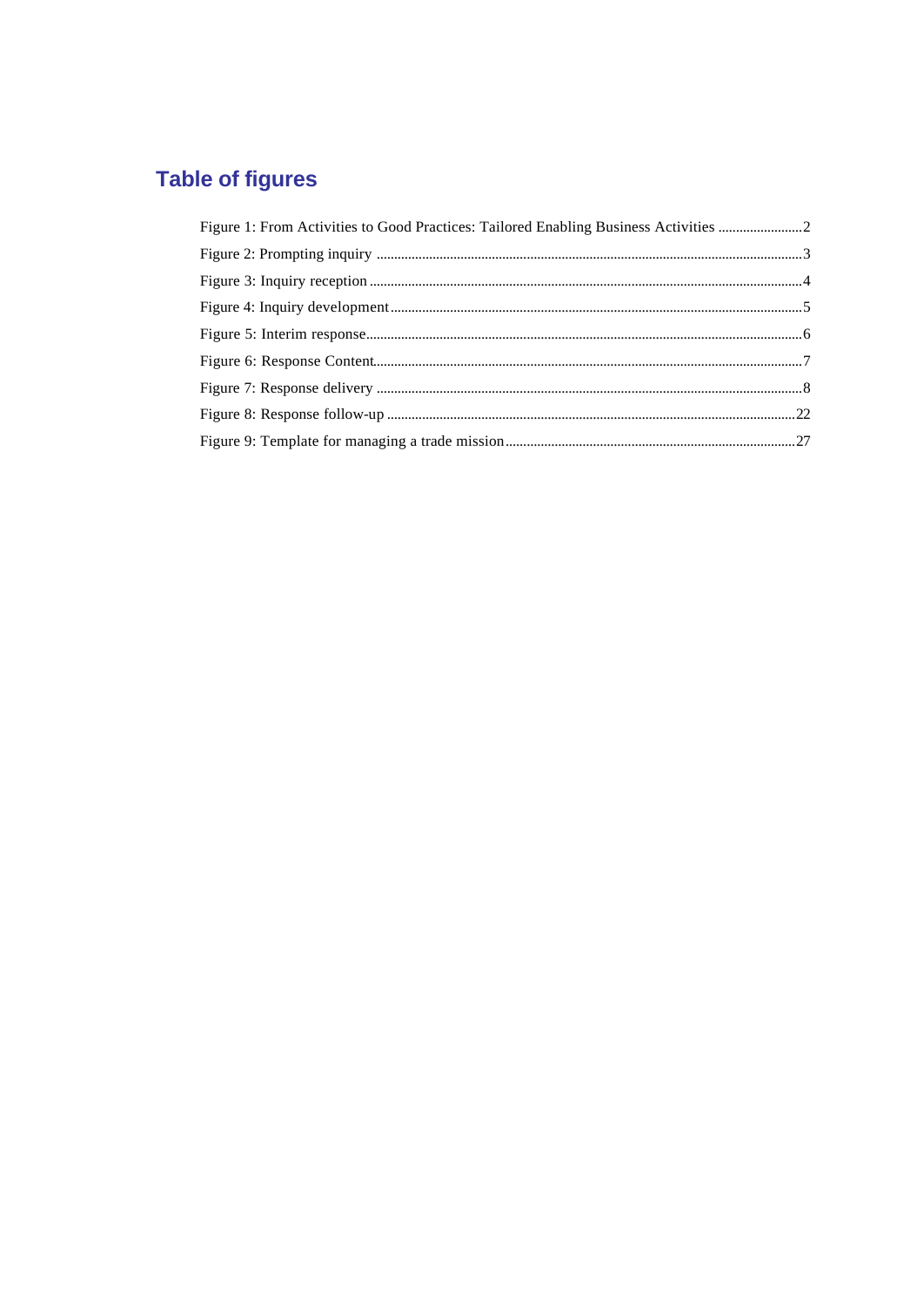## Table of figures

Figure 1: From Activities to Good Practices: Tailored Enabling Business Activities ........................2
Figure 2: Prompting inquiry ........................................................................................................3
Figure 3: Inquiry reception ..........................................................................................................4
Figure 4: Inquiry development .....................................................................................................5
Figure 5: Interim response ............................................................................................................6
Figure 6: Response Content ..........................................................................................................7
Figure 7: Response delivery .........................................................................................................8
Figure 8: Response follow-up .....................................................................................................22
Figure 9: Template for managing a trade mission ......................................................................27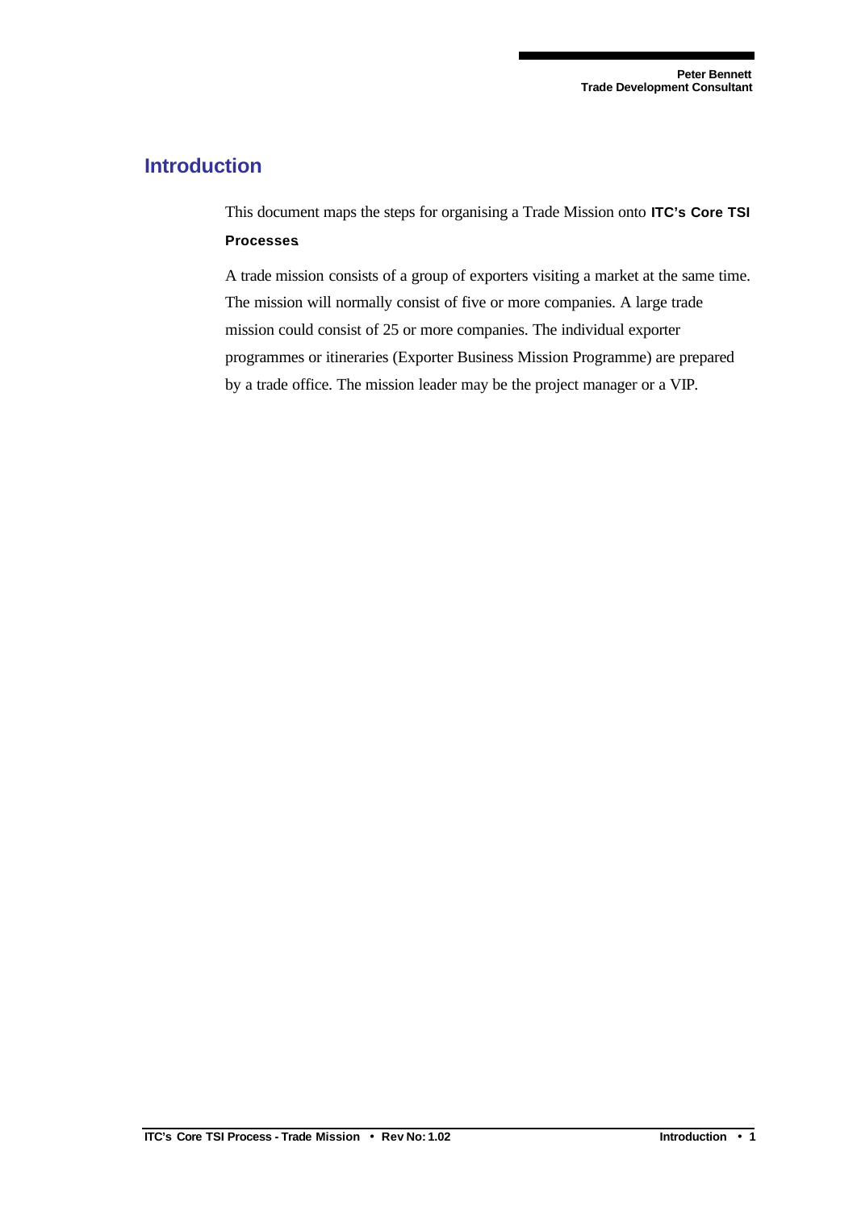## Introduction

This document maps the steps for organising a Trade Mission onto **ITC's Core TSI Processes**.

A trade mission consists of a group of exporters visiting a market at the same time. The mission will normally consist of five or more companies. A large trade mission could consist of 25 or more companies. The individual exporter programmes or itineraries (Exporter Business Mission Programme) are prepared by a trade office. The mission leader may be the project manager or a VIP.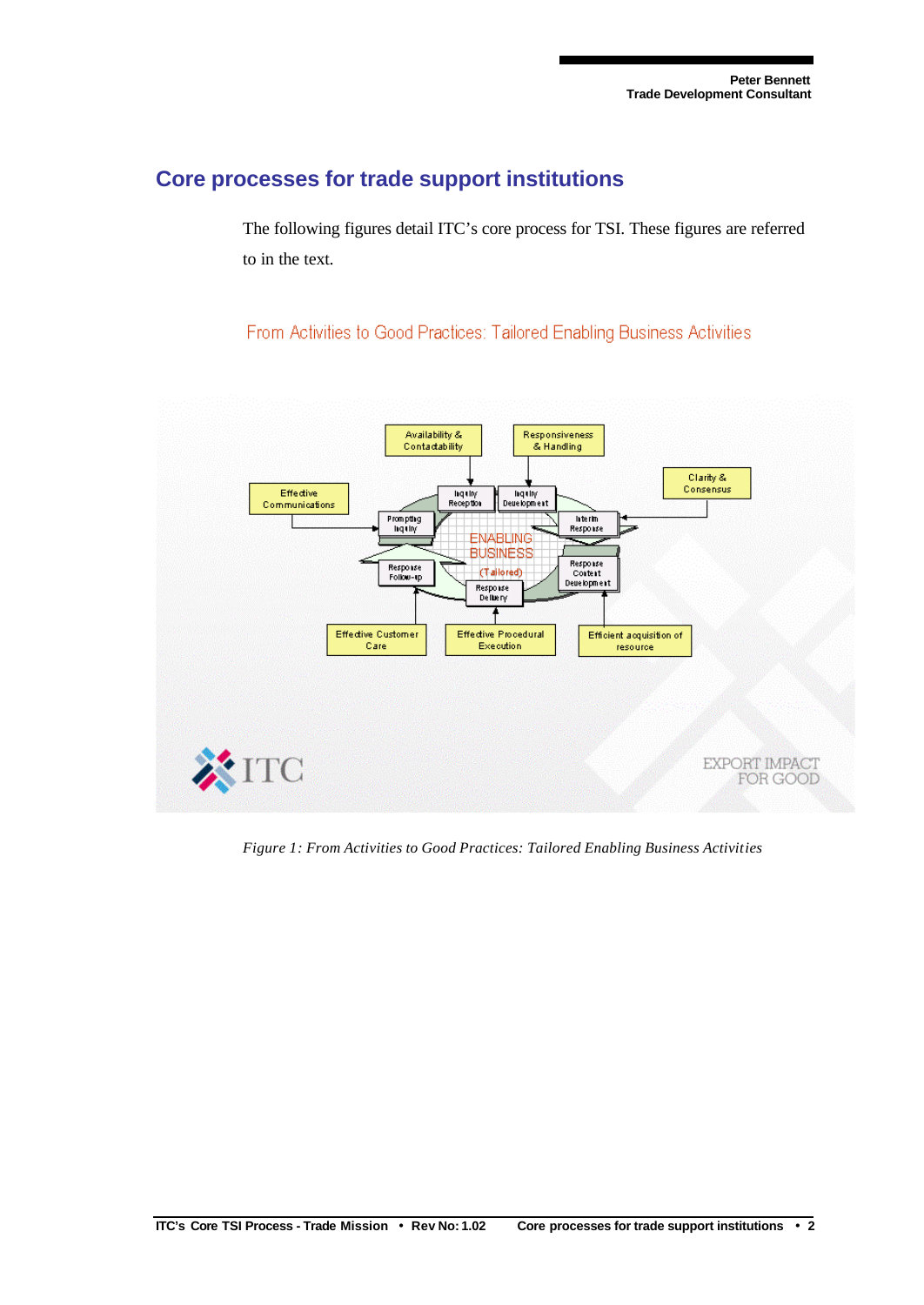## Core processes for trade support institutions

The following figures detail ITC's core process for TSI. These figures are referred to in the text.

From Activities to Good Practices: Tailored Enabling Business Activities

*Figure 1: From Activities to Good Practices: Tailored Enabling Business Activities*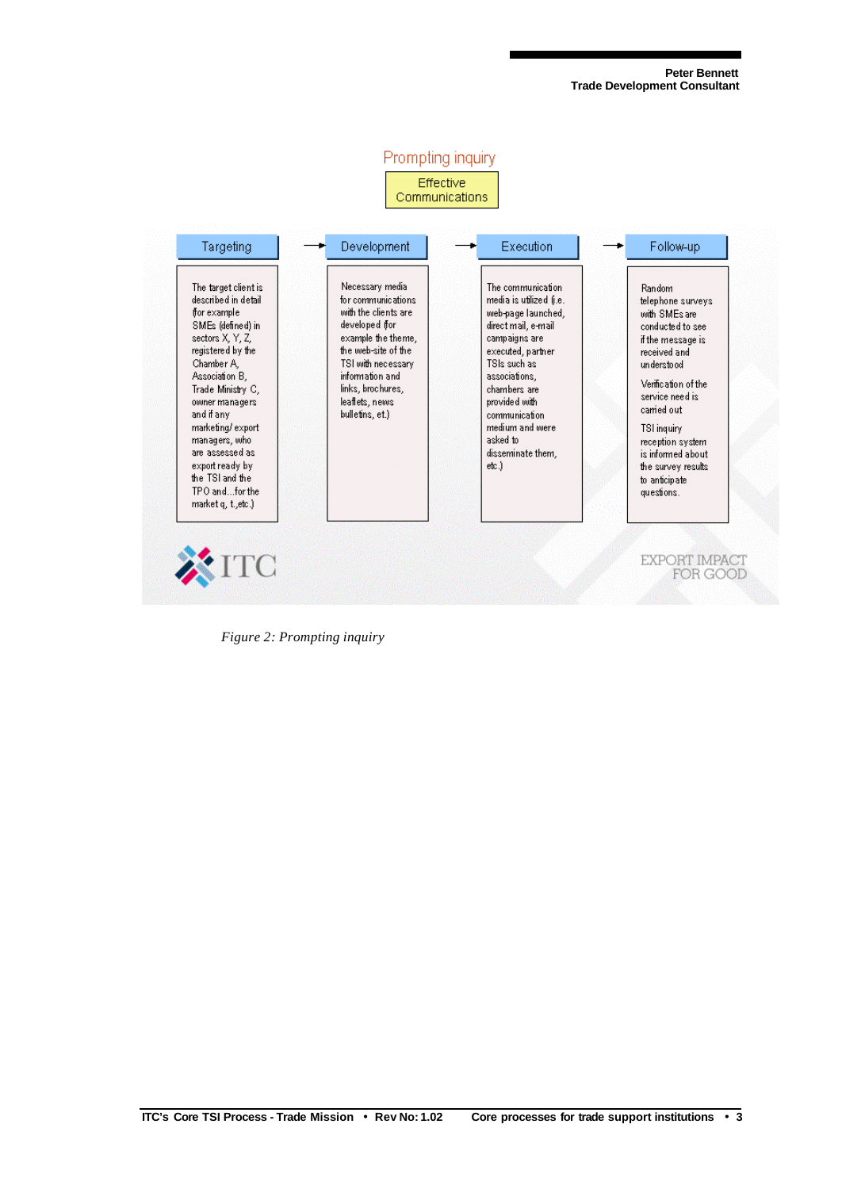Prompting inquiry

Effective Communications

| Targeting | Development | Execution | Follow-up |
|---|---|---|---|
| The target client is described in detail (for example SMEs (defined) in sectors X, Y, Z, registered by the Chamber A, Association B, Trade Ministry C, owner managers and if any marketing/ export managers, who are assessed as export ready by the TSI and the TPO and…for the market q, t.,etc.) | Necessary media for communications with the clients are developed (for example the theme, the web-site of the TSI with necessary information and links, brochures, leaflets, news bulletins, et.) | The communication media is utilized (i.e. web-page launched, direct mail, e-mail campaigns are executed, partner TSIs such as associations, chambers are provided with communication medium and were asked to disseminate them, etc.) | Random telephone surveys with SMEs are conducted to see if the message is received and understood<br><br>Verification of the service need is carried out<br><br>TSI inquiry reception system is informed about the survey results to anticipate questions. |

ITC

EXPORT IMPACT FOR GOOD

*Figure 2: Prompting inquiry*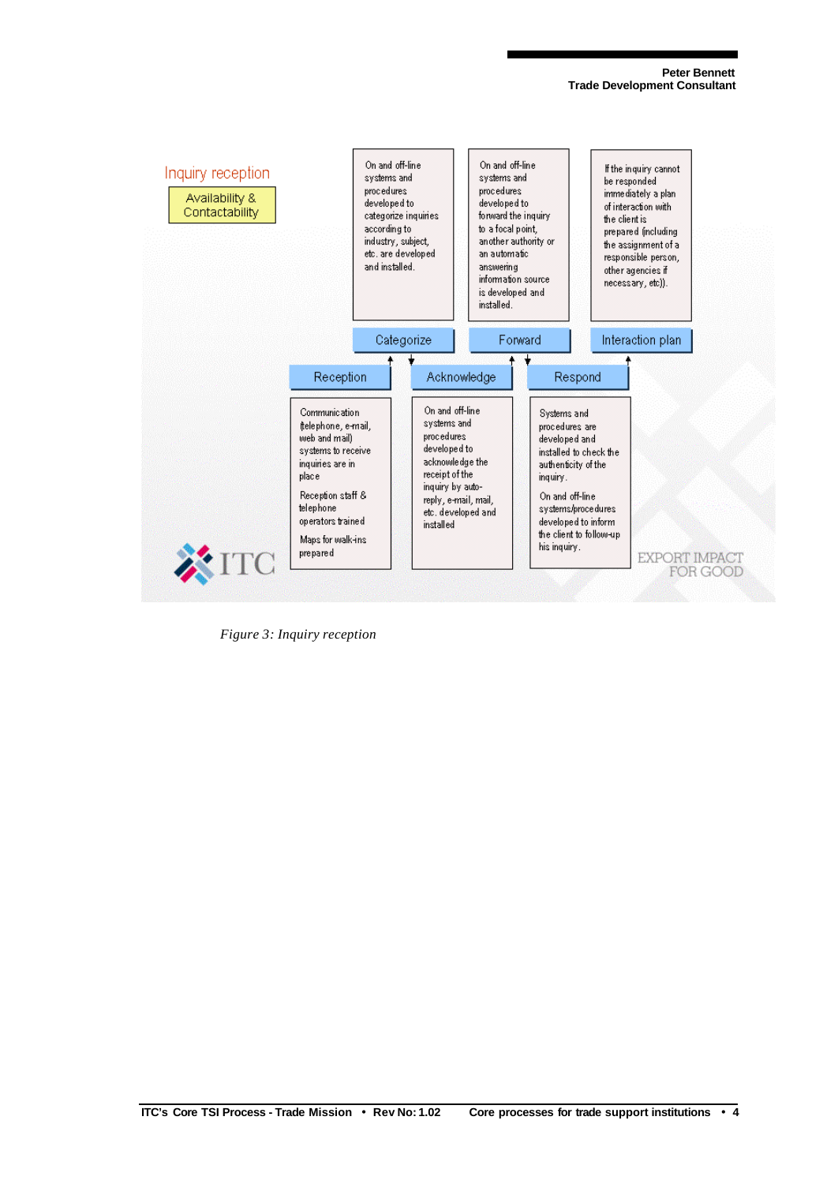Inquiry reception

Availability & Contactability

| Stage | Description |
|---|---|
| Reception | Communication (telephone, e-mail, web and mail) systems to receive inquiries are in place. Reception staff & telephone operators trained. Maps for walk-ins prepared |
| Categorize | On and off-line systems and procedures developed to categorize inquiries according to industry, subject, etc. are developed and installed. |
| Acknowledge | On and off-line systems and procedures developed to acknowledge the receipt of the inquiry by auto-reply, e-mail, mail, etc. developed and installed |
| Forward | On and off-line systems and procedures developed to forward the inquiry to a focal point, another authority or an automatic answering information source is developed and installed. |
| Respond | Systems and procedures are developed and installed to check the authenticity of the inquiry. On and off-line systems/procedures developed to inform the client to follow-up his inquiry. |
| Interaction plan | If the inquiry cannot be responded immediately a plan of interaction with the client is prepared (including the assignment of a responsible person, other agencies if necessary, etc)). |

ITC

EXPORT IMPACT FOR GOOD

*Figure 3: Inquiry reception*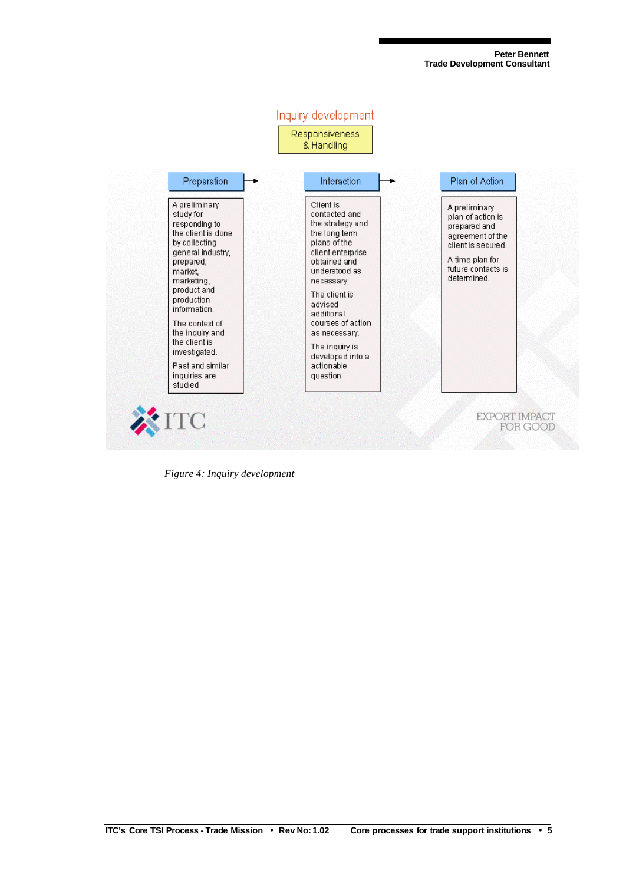Inquiry development

Responsiveness & Handling

| Preparation | Interaction | Plan of Action |
| --- | --- | --- |
| A preliminary study for responding to the client is done by collecting general industry, prepared, market, marketing, product and production information. The context of the inquiry and the client is investigated. Past and similar inquiries are studied | Client is contacted and the strategy and the long term plans of the client enterprise obtained and understood as necessary. The client is advised additional courses of action as necessary. The inquiry is developed into a actionable question. | A preliminary plan of action is prepared and agreement of the client is secured. A time plan for future contacts is determined. |

ITC

EXPORT IMPACT FOR GOOD

*Figure 4: Inquiry development*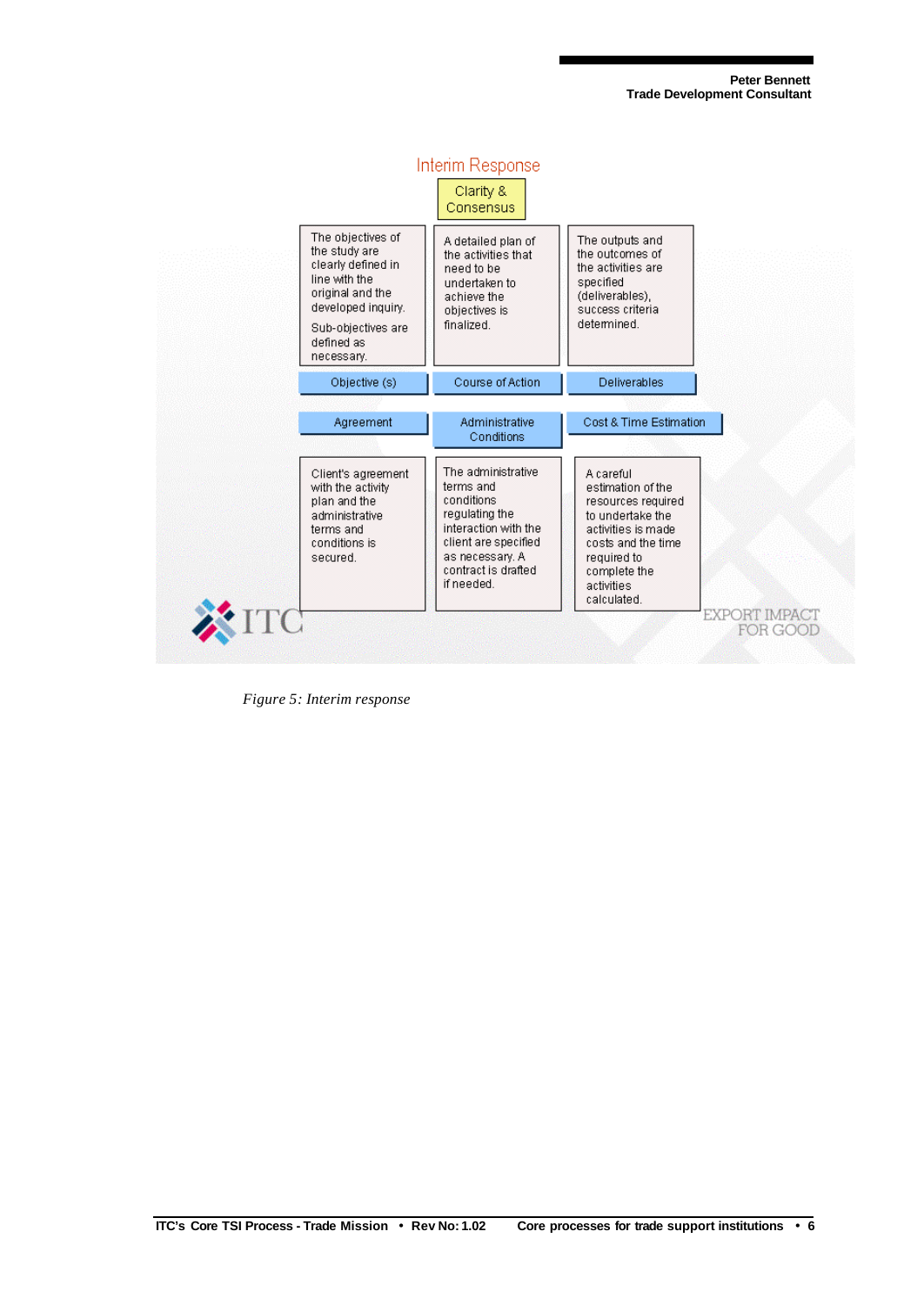Interim Response

Clarity & Consensus

| Objective (s) | Course of Action | Deliverables |
| --- | --- | --- |
| The objectives of the study are clearly defined in line with the original and the developed inquiry. Sub-objectives are defined as necessary. | A detailed plan of the activities that need to be undertaken to achieve the objectives is finalized. | The outputs and the outcomes of the activities are specified (deliverables), success criteria determined. |

| Agreement | Administrative Conditions | Cost & Time Estimation |
| --- | --- | --- |
| Client's agreement with the activity plan and the administrative terms and conditions is secured. | The administrative terms and conditions regulating the interaction with the client are specified as necessary. A contract is drafted if needed. | A careful estimation of the resources required to undertake the activities is made costs and the time required to complete the activities calculated. |

ITC

EXPORT IMPACT FOR GOOD

*Figure 5: Interim response*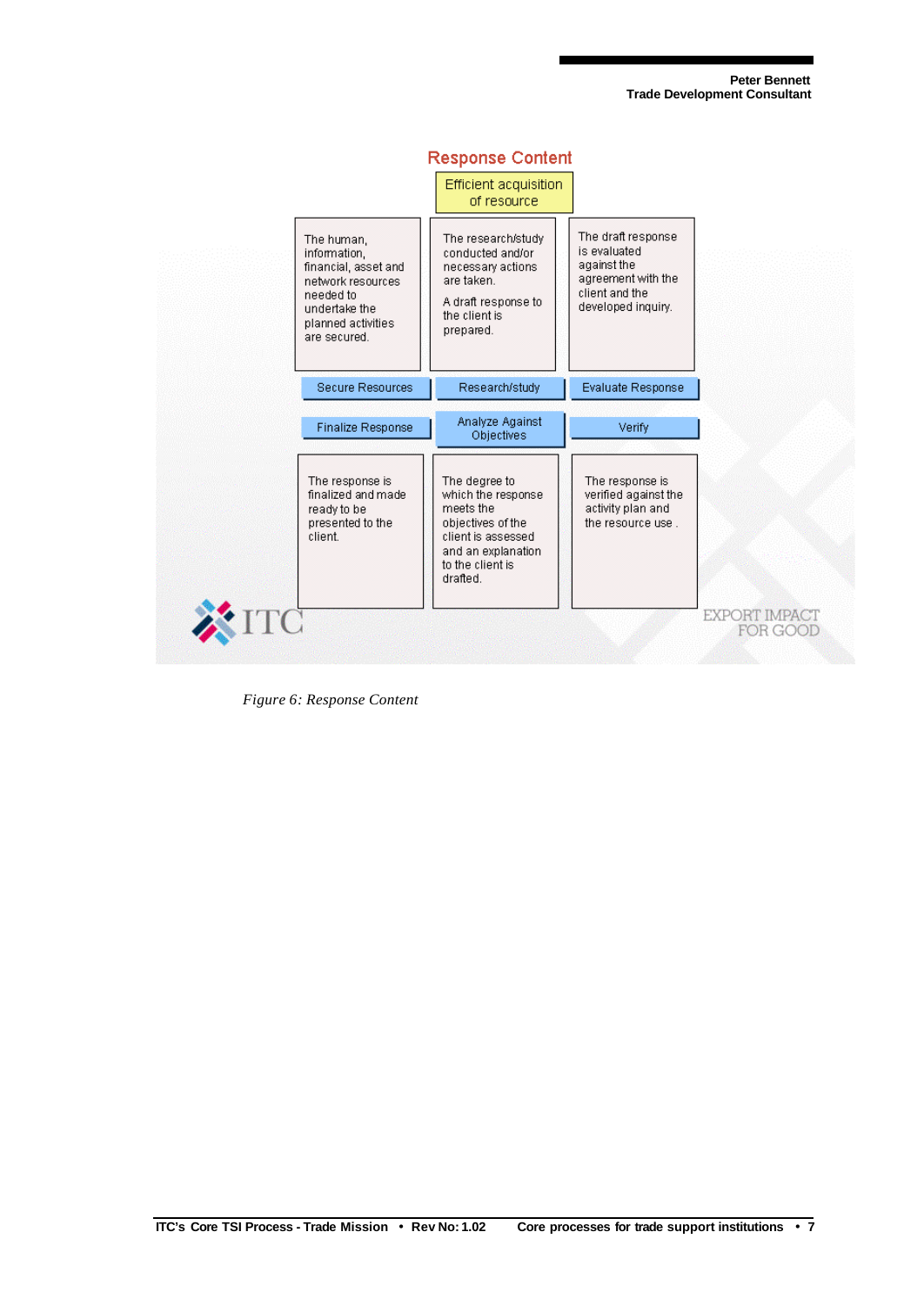## Response Content

Efficient acquisition of resource

| Secure Resources | Research/study | Evaluate Response |
|---|---|---|
| The human, information, financial, asset and network resources needed to undertake the planned activities are secured. | The research/study conducted and/or necessary actions are taken. A draft response to the client is prepared. | The draft response is evaluated against the agreement with the client and the developed inquiry. |

| Finalize Response | Analyze Against Objectives | Verify |
|---|---|---|
| The response is finalized and made ready to be presented to the client. | The degree to which the response meets the objectives of the client is assessed and an explanation to the client is drafted. | The response is verified against the activity plan and the resource use . |

ITC

EXPORT IMPACT FOR GOOD

*Figure 6: Response Content*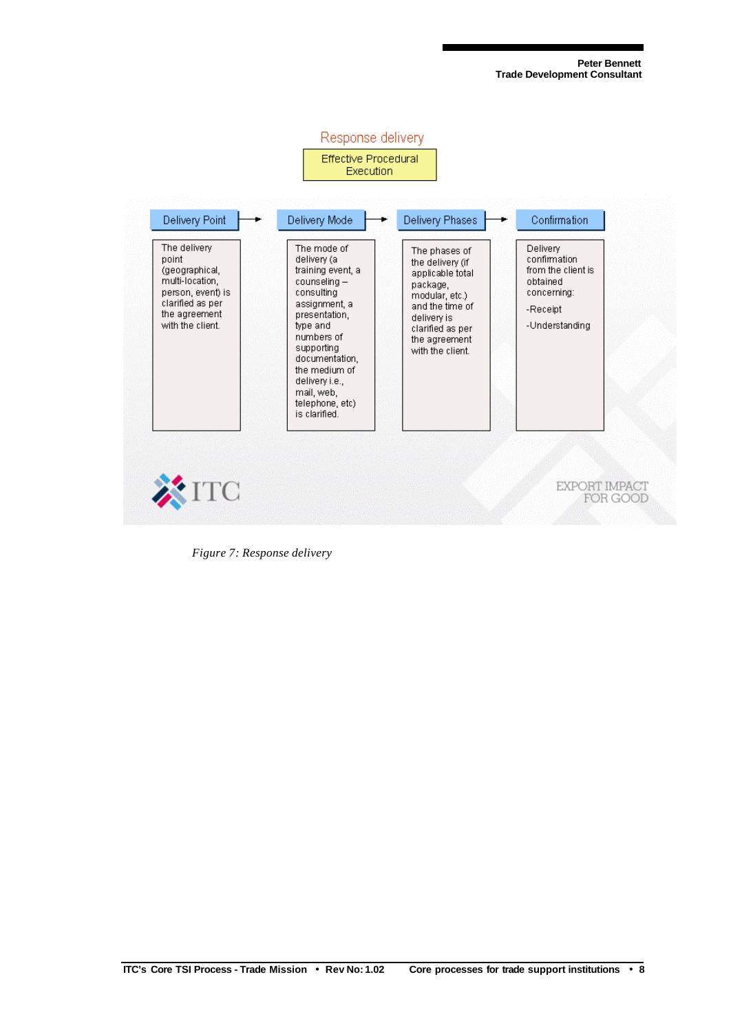Response delivery

Effective Procedural Execution

| Delivery Point | Delivery Mode | Delivery Phases | Confirmation |
| --- | --- | --- | --- |
| The delivery point (geographical, multi-location, person, event) is clarified as per the agreement with the client. | The mode of delivery (a training event, a counseling – consulting assignment, a presentation, type and numbers of supporting documentation, the medium of delivery i.e., mail, web, telephone, etc) is clarified. | The phases of the delivery (if applicable total package, modular, etc.) and the time of delivery is clarified as per the agreement with the client. | Delivery confirmation from the client is obtained concerning: -Receipt -Understanding |

ITC

EXPORT IMPACT FOR GOOD

*Figure 7: Response delivery*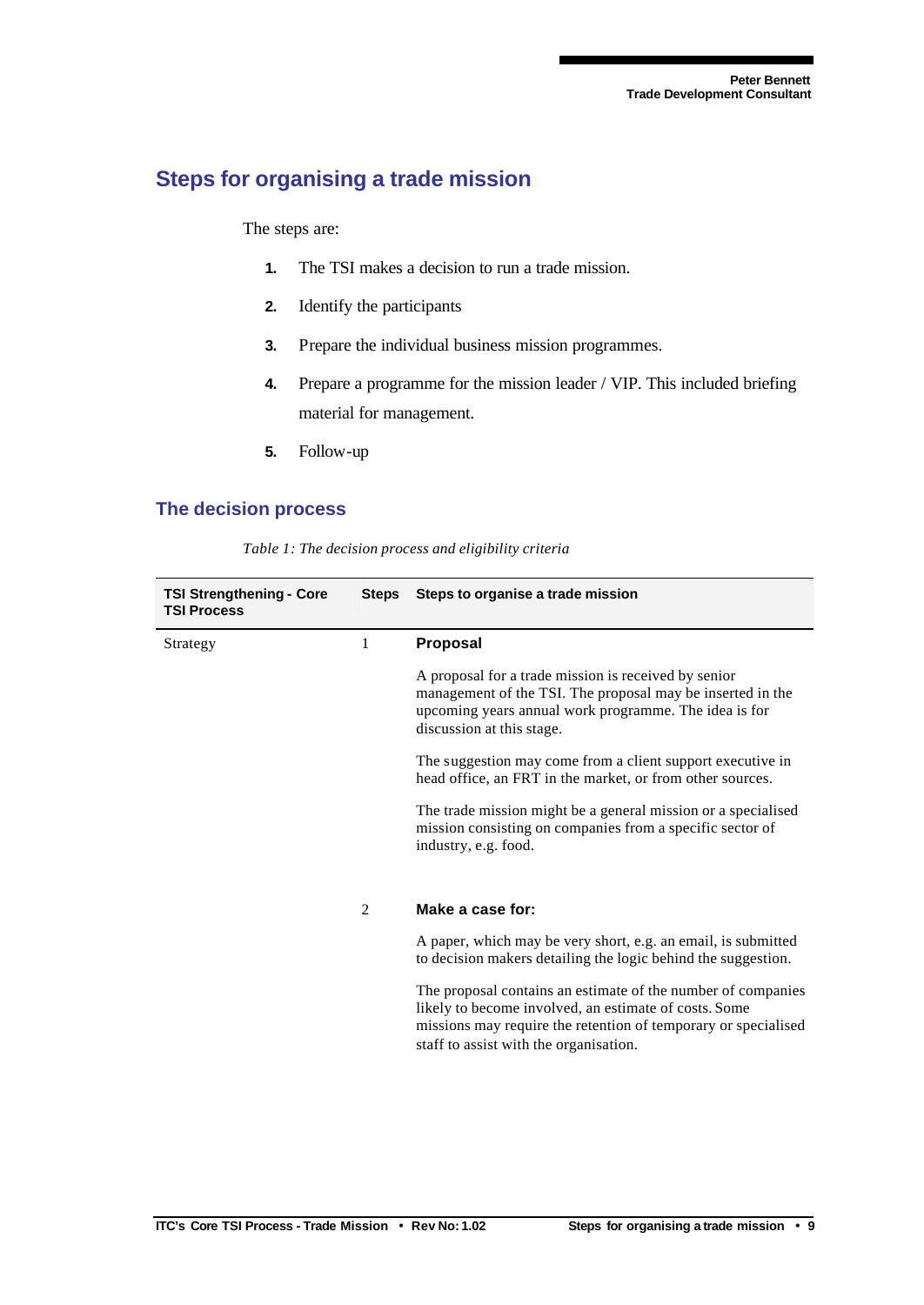## Steps for organising a trade mission

The steps are:

1. The TSI makes a decision to run a trade mission.
2. Identify the participants
3. Prepare the individual business mission programmes.
4. Prepare a programme for the mission leader / VIP. This included briefing material for management.
5. Follow-up

### The decision process

*Table 1: The decision process and eligibility criteria*

| TSI Strengthening - Core TSI Process | Steps | Steps to organise a trade mission |
|---|---|---|
| Strategy | 1 | **Proposal**<br><br>A proposal for a trade mission is received by senior management of the TSI. The proposal may be inserted in the upcoming years annual work programme. The idea is for discussion at this stage.<br><br>The suggestion may come from a client support executive in head office, an FRT in the market, or from other sources.<br><br>The trade mission might be a general mission or a specialised mission consisting on companies from a specific sector of industry, e.g. food. |
| | 2 | **Make a case for:**<br><br>A paper, which may be very short, e.g. an email, is submitted to decision makers detailing the logic behind the suggestion.<br><br>The proposal contains an estimate of the number of companies likely to become involved, an estimate of costs. Some missions may require the retention of temporary or specialised staff to assist with the organisation. |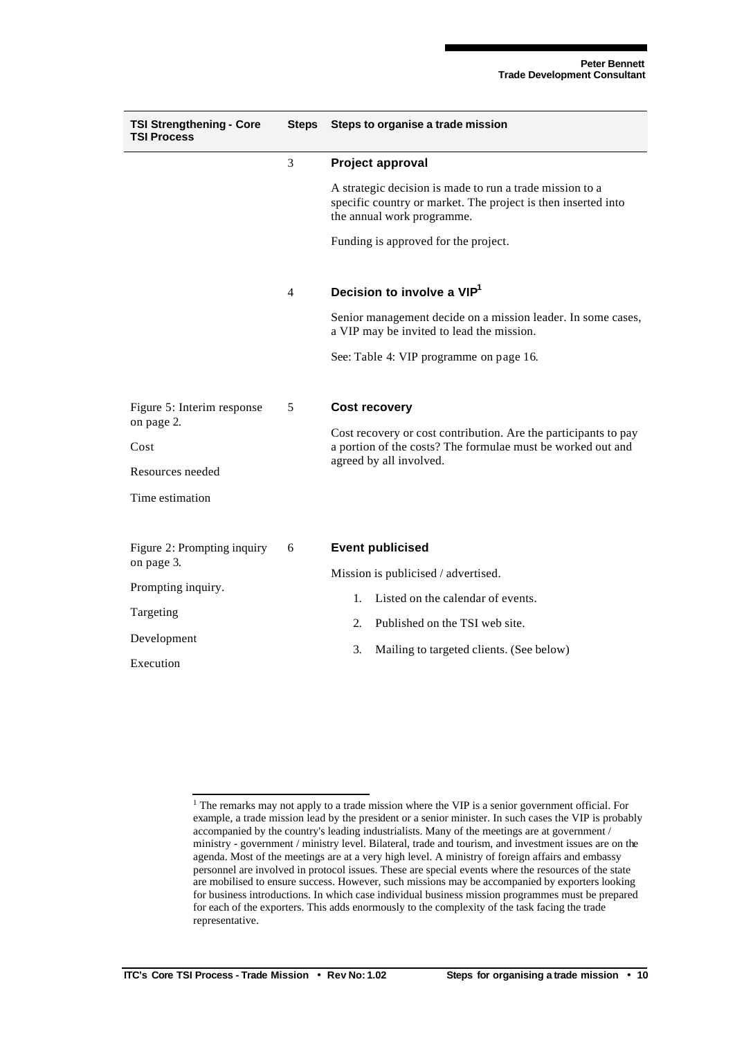| TSI Strengthening - Core TSI Process | Steps | Steps to organise a trade mission |
|---|---|---|
| | 3 | **Project approval**<br><br>A strategic decision is made to run a trade mission to a specific country or market. The project is then inserted into the annual work programme.<br><br>Funding is approved for the project. |
| | 4 | **Decision to involve a VIP[1]**<br><br>Senior management decide on a mission leader. In some cases, a VIP may be invited to lead the mission.<br><br>See: Table 4: VIP programme on page 16. |
| Figure 5: Interim response on page 2.<br><br>Cost<br><br>Resources needed<br><br>Time estimation | 5 | **Cost recovery**<br><br>Cost recovery or cost contribution. Are the participants to pay a portion of the costs? The formulae must be worked out and agreed by all involved. |
| Figure 2: Prompting inquiry on page 3.<br><br>Prompting inquiry.<br><br>Targeting<br><br>Development<br><br>Execution | 6 | **Event publicised**<br><br>Mission is publicised / advertised.<br><br>1. Listed on the calendar of events.<br>2. Published on the TSI web site.<br>3. Mailing to targeted clients. (See below) |

[1] The remarks may not apply to a trade mission where the VIP is a senior government official. For example, a trade mission lead by the president or a senior minister. In such cases the VIP is probably accompanied by the country's leading industrialists. Many of the meetings are at government / ministry - government / ministry level. Bilateral, trade and tourism, and investment issues are on the agenda. Most of the meetings are at a very high level. A ministry of foreign affairs and embassy personnel are involved in protocol issues. These are special events where the resources of the state are mobilised to ensure success. However, such missions may be accompanied by exporters looking for business introductions. In which case individual business mission programmes must be prepared for each of the exporters. This adds enormously to the complexity of the task facing the trade representative.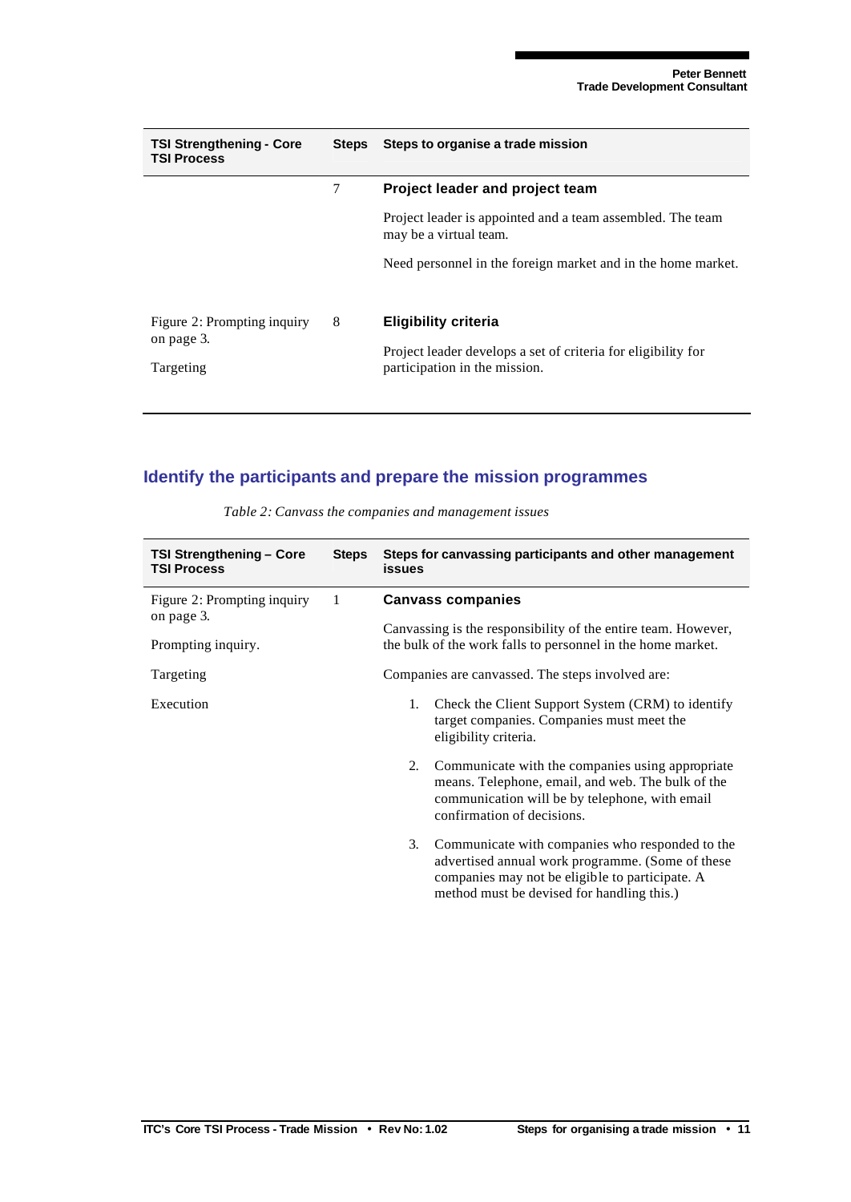| TSI Strengthening - Core TSI Process | Steps | Steps to organise a trade mission |
|---|---|---|
| | 7 | **Project leader and project team**<br><br>Project leader is appointed and a team assembled. The team may be a virtual team.<br><br>Need personnel in the foreign market and in the home market. |
| Figure 2: Prompting inquiry on page 3.<br><br>Targeting | 8 | **Eligibility criteria**<br><br>Project leader develops a set of criteria for eligibility for participation in the mission. |

## Identify the participants and prepare the mission programmes

*Table 2: Canvass the companies and management issues*

| TSI Strengthening – Core TSI Process | Steps | Steps for canvassing participants and other management issues |
|---|---|---|
| Figure 2: Prompting inquiry on page 3.<br><br>Prompting inquiry.<br><br>Targeting<br><br>Execution | 1 | **Canvass companies**<br><br>Canvassing is the responsibility of the entire team. However, the bulk of the work falls to personnel in the home market.<br><br>Companies are canvassed. The steps involved are:<br><br>1. Check the Client Support System (CRM) to identify target companies. Companies must meet the eligibility criteria.<br><br>2. Communicate with the companies using appropriate means. Telephone, email, and web. The bulk of the communication will be by telephone, with email confirmation of decisions.<br><br>3. Communicate with companies who responded to the advertised annual work programme. (Some of these companies may not be eligible to participate. A method must be devised for handling this.) |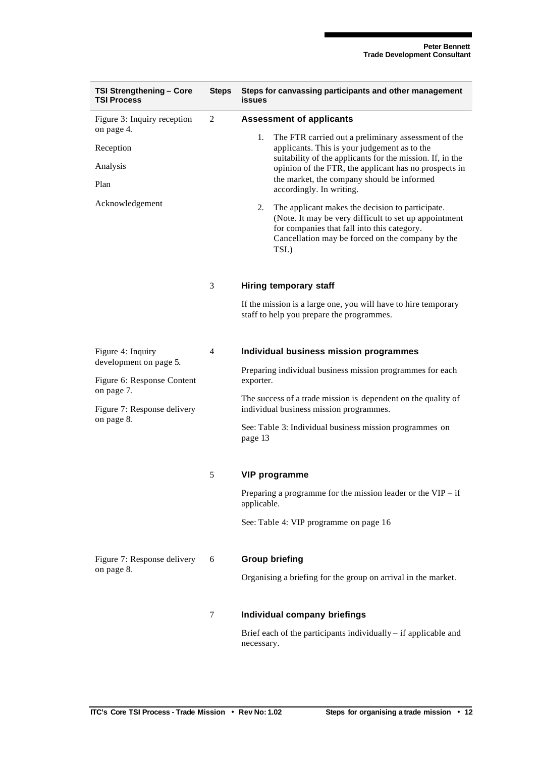| TSI Strengthening – Core TSI Process | Steps | Steps for canvassing participants and other management issues |
|---|---|---|
| Figure 3: Inquiry reception on page 4.<br><br>Reception<br><br>Analysis<br><br>Plan<br><br>Acknowledgement | 2 | **Assessment of applicants**<br><br>1. The FTR carried out a preliminary assessment of the applicants. This is your judgement as to the suitability of the applicants for the mission. If, in the opinion of the FTR, the applicant has no prospects in the market, the company should be informed accordingly. In writing.<br><br>2. The applicant makes the decision to participate. (Note. It may be very difficult to set up appointment for companies that fall into this category. Cancellation may be forced on the company by the TSI.) |
| | 3 | **Hiring temporary staff**<br><br>If the mission is a large one, you will have to hire temporary staff to help you prepare the programmes. |
| Figure 4: Inquiry development on page 5.<br><br>Figure 6: Response Content on page 7.<br><br>Figure 7: Response delivery on page 8. | 4 | **Individual business mission programmes**<br><br>Preparing individual business mission programmes for each exporter.<br><br>The success of a trade mission is dependent on the quality of individual business mission programmes.<br><br>See: Table 3: Individual business mission programmes on page 13 |
| | 5 | **VIP programme**<br><br>Preparing a programme for the mission leader or the VIP – if applicable.<br><br>See: Table 4: VIP programme on page 16 |
| Figure 7: Response delivery on page 8. | 6 | **Group briefing**<br><br>Organising a briefing for the group on arrival in the market. |
| | 7 | **Individual company briefings**<br><br>Brief each of the participants individually – if applicable and necessary. |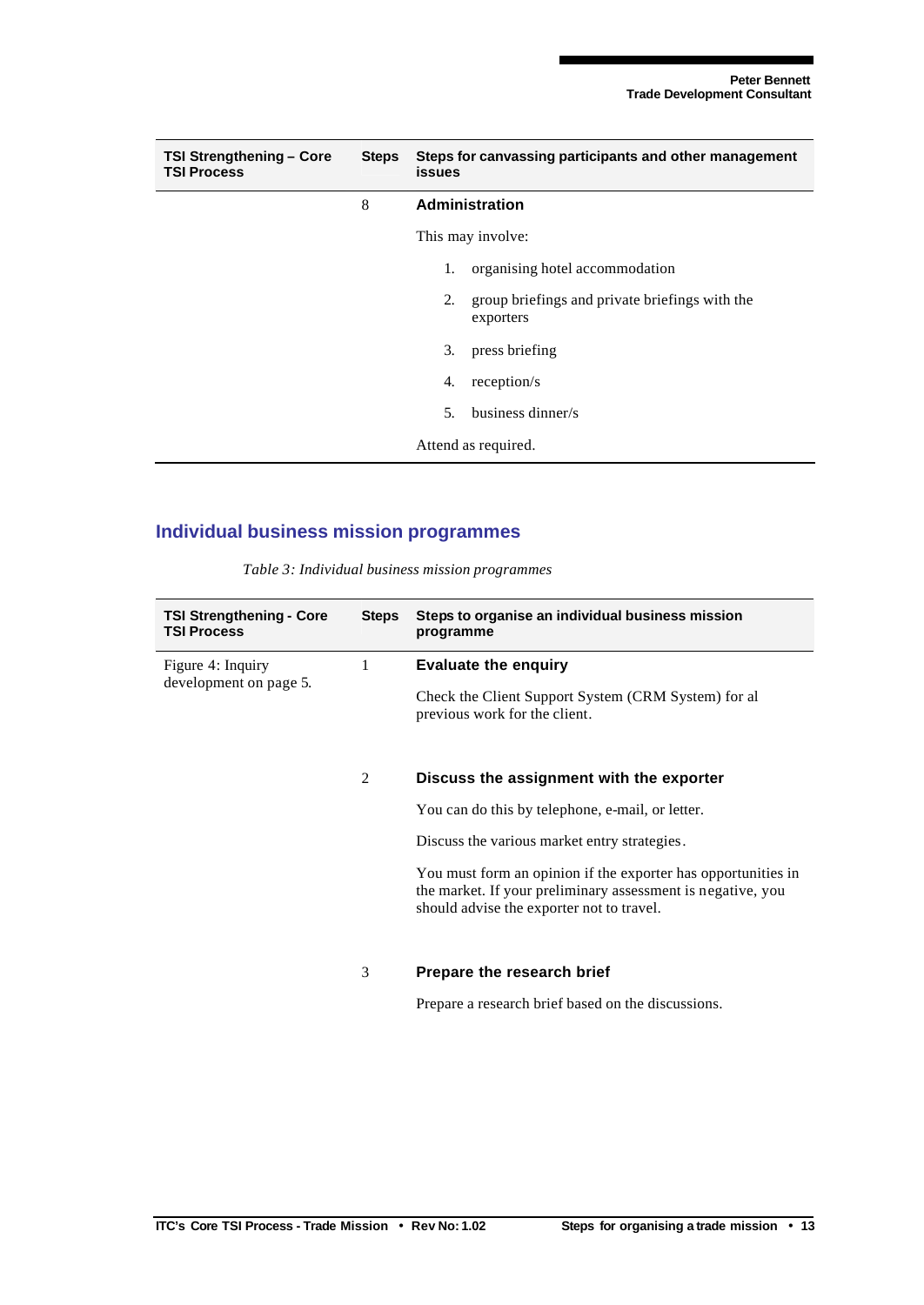| TSI Strengthening – Core TSI Process | Steps | Steps for canvassing participants and other management issues |
| --- | --- | --- |
| | 8 | **Administration**<br><br>This may involve:<br><br>1. organising hotel accommodation<br>2. group briefings and private briefings with the exporters<br>3. press briefing<br>4. reception/s<br>5. business dinner/s<br><br>Attend as required. |

## Individual business mission programmes

*Table 3: Individual business mission programmes*

| TSI Strengthening - Core TSI Process | Steps | Steps to organise an individual business mission programme |
| --- | --- | --- |
| Figure 4: Inquiry development on page 5. | 1 | **Evaluate the enquiry**<br><br>Check the Client Support System (CRM System) for al previous work for the client. |
| | 2 | **Discuss the assignment with the exporter**<br><br>You can do this by telephone, e-mail, or letter.<br><br>Discuss the various market entry strategies.<br><br>You must form an opinion if the exporter has opportunities in the market. If your preliminary assessment is negative, you should advise the exporter not to travel. |
| | 3 | **Prepare the research brief**<br><br>Prepare a research brief based on the discussions. |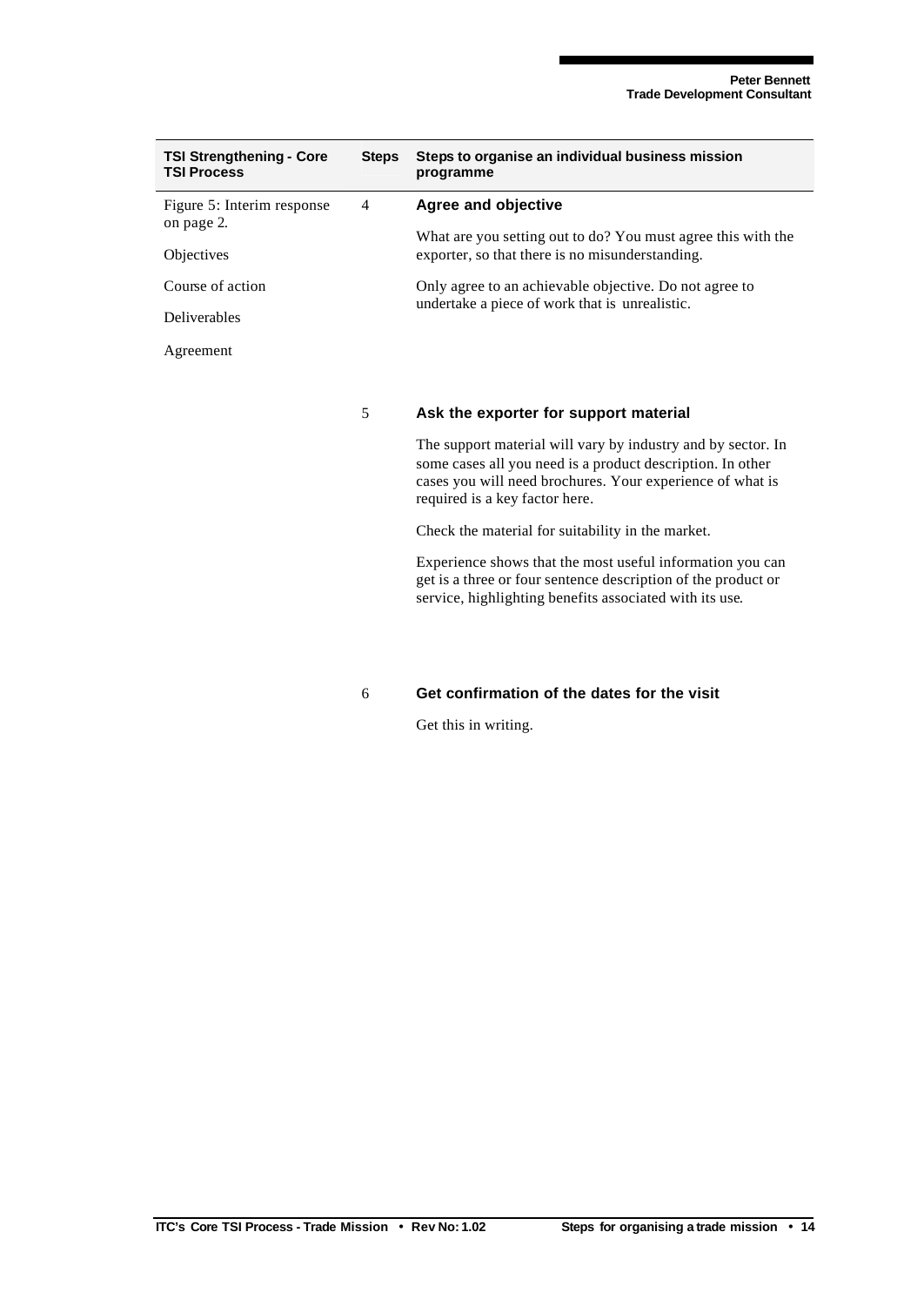| TSI Strengthening - Core TSI Process | Steps | Steps to organise an individual business mission programme |
|---|---|---|
| Figure 5: Interim response on page 2.<br><br>Objectives<br><br>Course of action<br><br>Deliverables<br><br>Agreement | 4 | **Agree and objective**<br><br>What are you setting out to do? You must agree this with the exporter, so that there is no misunderstanding.<br><br>Only agree to an achievable objective. Do not agree to undertake a piece of work that is unrealistic. |
| | 5 | **Ask the exporter for support material**<br><br>The support material will vary by industry and by sector. In some cases all you need is a product description. In other cases you will need brochures. Your experience of what is required is a key factor here.<br><br>Check the material for suitability in the market.<br><br>Experience shows that the most useful information you can get is a three or four sentence description of the product or service, highlighting benefits associated with its use. |
| | 6 | **Get confirmation of the dates for the visit**<br><br>Get this in writing. |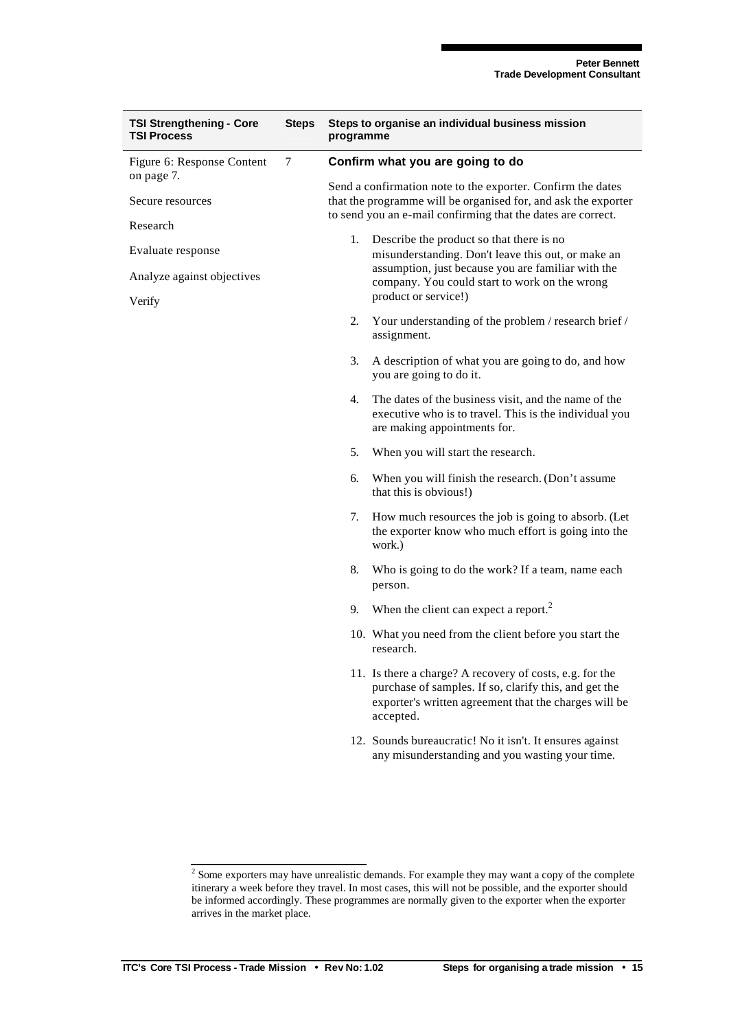| TSI Strengthening - Core TSI Process | Steps | Steps to organise an individual business mission programme |
| --- | --- | --- |
| Figure 6: Response Content on page 7.<br><br>Secure resources<br><br>Research<br><br>Evaluate response<br><br>Analyze against objectives<br><br>Verify | 7 | **Confirm what you are going to do**<br><br>Send a confirmation note to the exporter. Confirm the dates that the programme will be organised for, and ask the exporter to send you an e-mail confirming that the dates are correct.<br><br>1. Describe the product so that there is no misunderstanding. Don't leave this out, or make an assumption, just because you are familiar with the company. You could start to work on the wrong product or service!)<br>2. Your understanding of the problem / research brief / assignment.<br>3. A description of what you are going to do, and how you are going to do it.<br>4. The dates of the business visit, and the name of the executive who is to travel. This is the individual you are making appointments for.<br>5. When you will start the research.<br>6. When you will finish the research. (Don't assume that this is obvious!)<br>7. How much resources the job is going to absorb. (Let the exporter know who much effort is going into the work.)<br>8. Who is going to do the work? If a team, name each person.<br>9. When the client can expect a report.[2]<br>10. What you need from the client before you start the research.<br>11. Is there a charge? A recovery of costs, e.g. for the purchase of samples. If so, clarify this, and get the exporter's written agreement that the charges will be accepted.<br>12. Sounds bureaucratic! No it isn't. It ensures against any misunderstanding and you wasting your time. |

[2] Some exporters may have unrealistic demands. For example they may want a copy of the complete itinerary a week before they travel. In most cases, this will not be possible, and the exporter should be informed accordingly. These programmes are normally given to the exporter when the exporter arrives in the market place.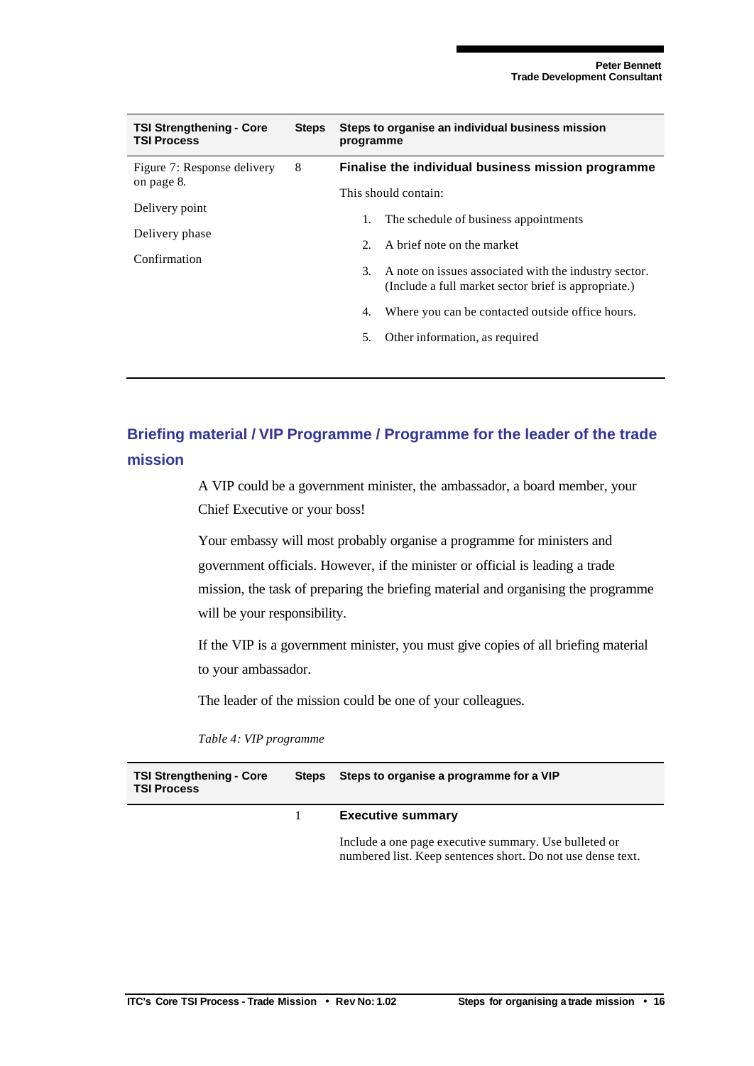| TSI Strengthening - Core TSI Process | Steps | Steps to organise an individual business mission programme |
|---|---|---|
| Figure 7: Response delivery on page 8.<br><br>Delivery point<br><br>Delivery phase<br><br>Confirmation | 8 | **Finalise the individual business mission programme**<br><br>This should contain:<br><br>1. The schedule of business appointments<br>2. A brief note on the market<br>3. A note on issues associated with the industry sector. (Include a full market sector brief is appropriate.)<br>4. Where you can be contacted outside office hours.<br>5. Other information, as required |

## Briefing material / VIP Programme / Programme for the leader of the trade mission

A VIP could be a government minister, the ambassador, a board member, your Chief Executive or your boss!

Your embassy will most probably organise a programme for ministers and government officials. However, if the minister or official is leading a trade mission, the task of preparing the briefing material and organising the programme will be your responsibility.

If the VIP is a government minister, you must give copies of all briefing material to your ambassador.

The leader of the mission could be one of your colleagues.

*Table 4: VIP programme*

| TSI Strengthening - Core TSI Process | Steps | Steps to organise a programme for a VIP |
|---|---|---|
| | 1 | **Executive summary**<br><br>Include a one page executive summary. Use bulleted or numbered list. Keep sentences short. Do not use dense text. |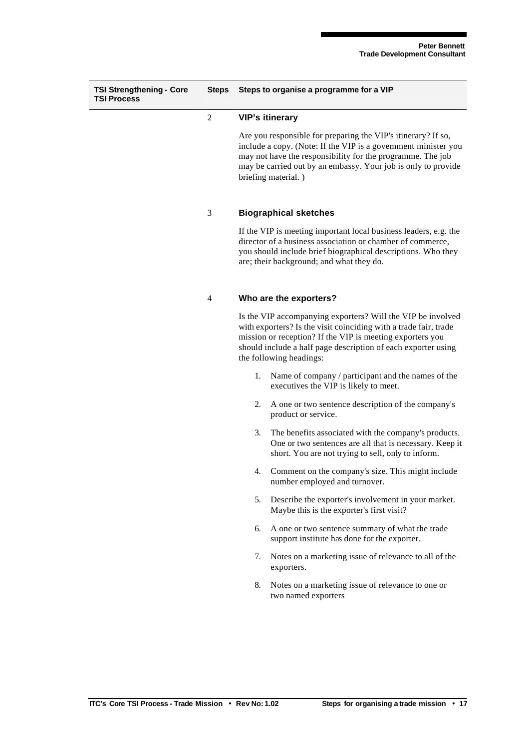| TSI Strengthening - Core TSI Process | Steps | Steps to organise a programme for a VIP |
|---|---|---|

2 **VIP's itinerary**

Are you responsible for preparing the VIP's itinerary? If so, include a copy. (Note: If the VIP is a government minister you may not have the responsibility for the programme. The job may be carried out by an embassy. Your job is only to provide briefing material. )

3 **Biographical sketches**

If the VIP is meeting important local business leaders, e.g. the director of a business association or chamber of commerce, you should include brief biographical descriptions. Who they are; their background; and what they do.

4 **Who are the exporters?**

Is the VIP accompanying exporters? Will the VIP be involved with exporters? Is the visit coinciding with a trade fair, trade mission or reception? If the VIP is meeting exporters you should include a half page description of each exporter using the following headings:

1. Name of company / participant and the names of the executives the VIP is likely to meet.
2. A one or two sentence description of the company's product or service.
3. The benefits associated with the company's products. One or two sentences are all that is necessary. Keep it short. You are not trying to sell, only to inform.
4. Comment on the company's size. This might include number employed and turnover.
5. Describe the exporter's involvement in your market. Maybe this is the exporter's first visit?
6. A one or two sentence summary of what the trade support institute has done for the exporter.
7. Notes on a marketing issue of relevance to all of the exporters.
8. Notes on a marketing issue of relevance to one or two named exporters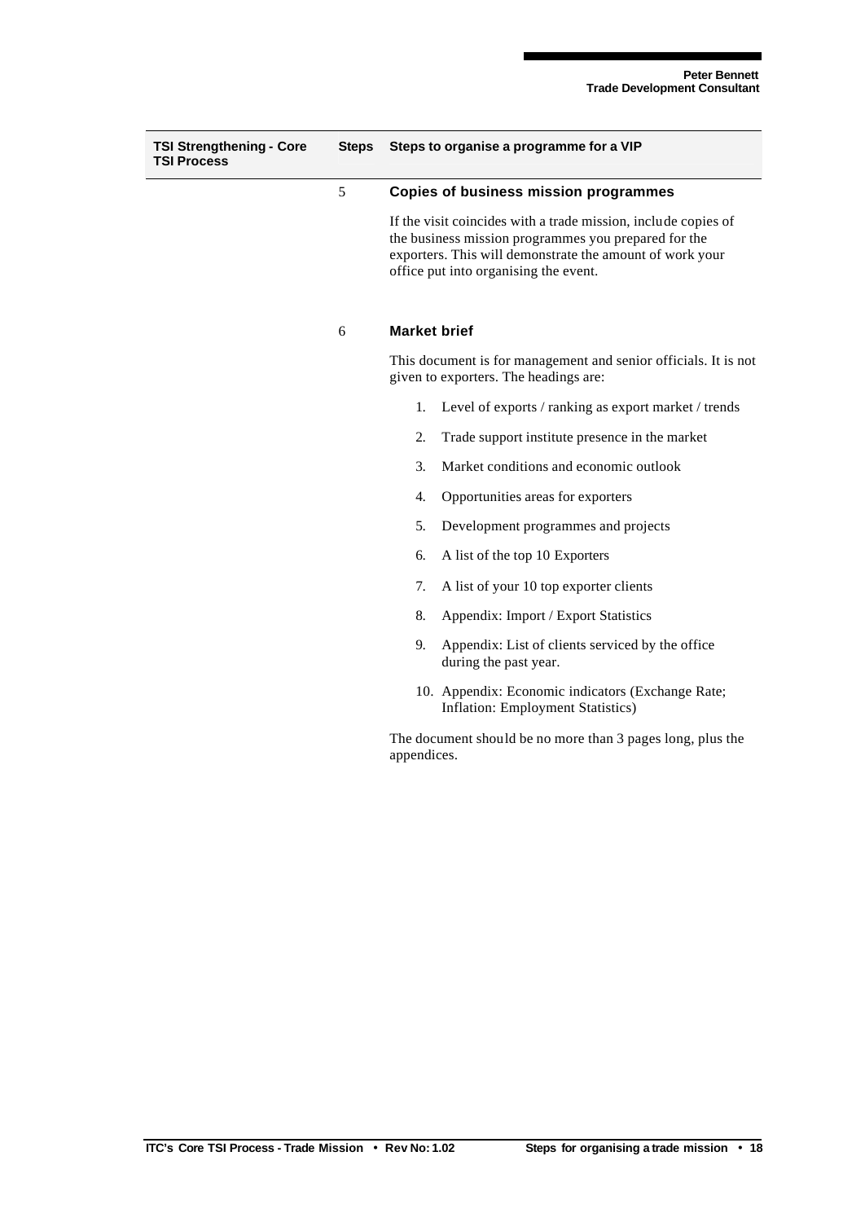| TSI Strengthening - Core TSI Process | Steps | Steps to organise a programme for a VIP |
|---|---|---|

5 **Copies of business mission programmes**

If the visit coincides with a trade mission, include copies of the business mission programmes you prepared for the exporters. This will demonstrate the amount of work your office put into organising the event.

6 **Market brief**

This document is for management and senior officials. It is not given to exporters. The headings are:

1. Level of exports / ranking as export market / trends
2. Trade support institute presence in the market
3. Market conditions and economic outlook
4. Opportunities areas for exporters
5. Development programmes and projects
6. A list of the top 10 Exporters
7. A list of your 10 top exporter clients
8. Appendix: Import / Export Statistics
9. Appendix: List of clients serviced by the office during the past year.
10. Appendix: Economic indicators (Exchange Rate; Inflation: Employment Statistics)

The document should be no more than 3 pages long, plus the appendices.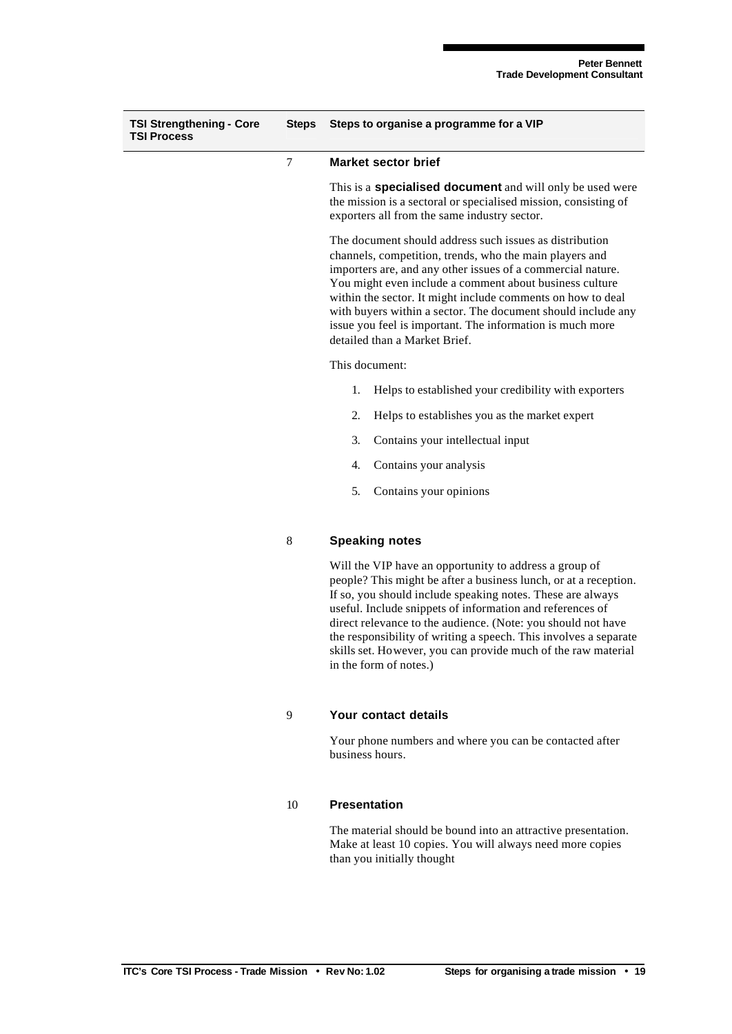| TSI Strengthening - Core TSI Process | Steps | Steps to organise a programme for a VIP |
|---|---|---|

### 7 Market sector brief

This is a **specialised document** and will only be used were the mission is a sectoral or specialised mission, consisting of exporters all from the same industry sector.

The document should address such issues as distribution channels, competition, trends, who the main players and importers are, and any other issues of a commercial nature. You might even include a comment about business culture within the sector. It might include comments on how to deal with buyers within a sector. The document should include any issue you feel is important. The information is much more detailed than a Market Brief.

This document:

1. Helps to established your credibility with exporters
2. Helps to establishes you as the market expert
3. Contains your intellectual input
4. Contains your analysis
5. Contains your opinions

### 8 Speaking notes

Will the VIP have an opportunity to address a group of people? This might be after a business lunch, or at a reception. If so, you should include speaking notes. These are always useful. Include snippets of information and references of direct relevance to the audience. (Note: you should not have the responsibility of writing a speech. This involves a separate skills set. However, you can provide much of the raw material in the form of notes.)

### 9 Your contact details

Your phone numbers and where you can be contacted after business hours.

### 10 Presentation

The material should be bound into an attractive presentation. Make at least 10 copies. You will always need more copies than you initially thought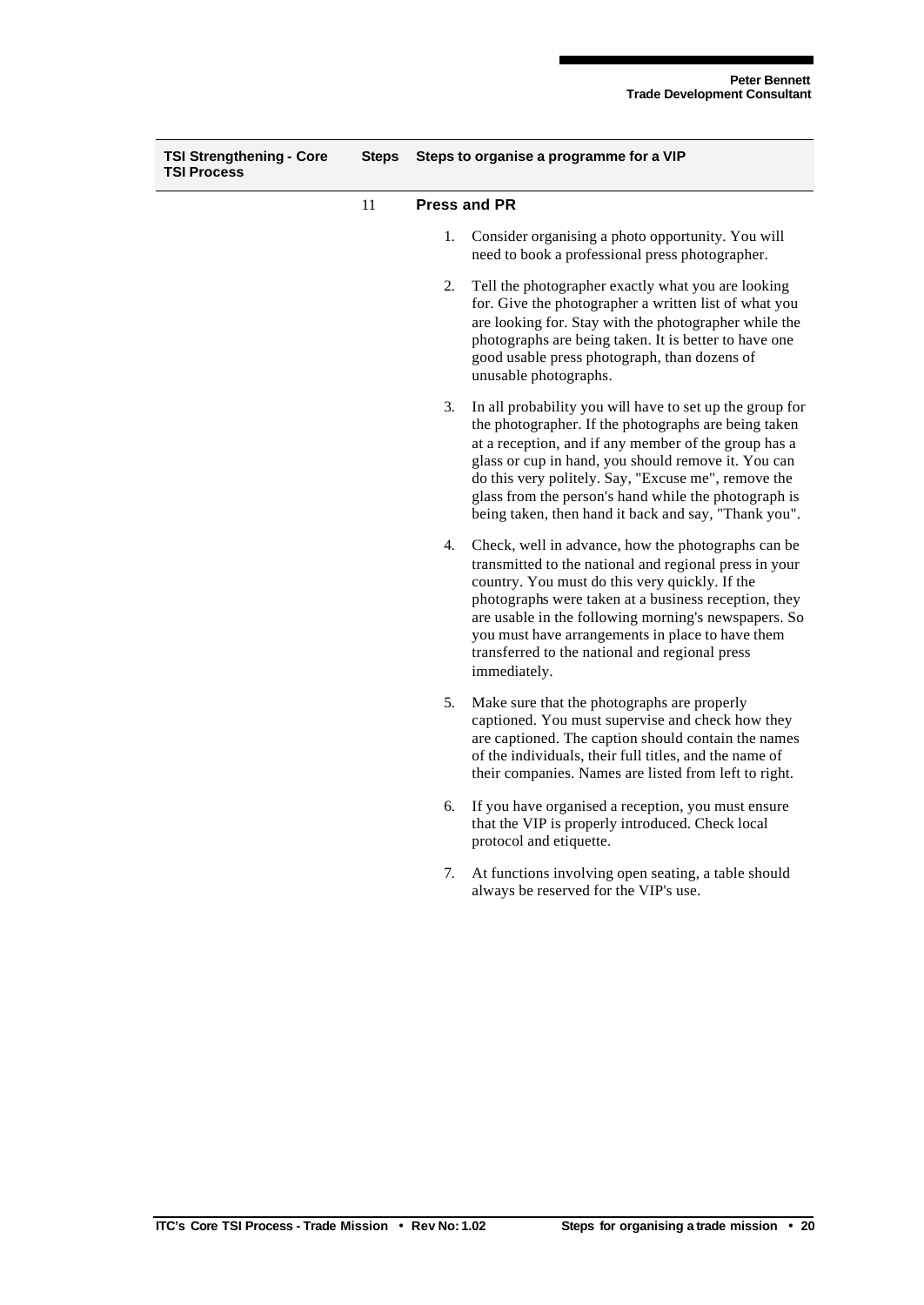| TSI Strengthening - Core TSI Process | Steps | Steps to organise a programme for a VIP |
|---|---|---|

## 11 Press and PR

1. Consider organising a photo opportunity. You will need to book a professional press photographer.

2. Tell the photographer exactly what you are looking for. Give the photographer a written list of what you are looking for. Stay with the photographer while the photographs are being taken. It is better to have one good usable press photograph, than dozens of unusable photographs.

3. In all probability you will have to set up the group for the photographer. If the photographs are being taken at a reception, and if any member of the group has a glass or cup in hand, you should remove it. You can do this very politely. Say, "Excuse me", remove the glass from the person's hand while the photograph is being taken, then hand it back and say, "Thank you".

4. Check, well in advance, how the photographs can be transmitted to the national and regional press in your country. You must do this very quickly. If the photographs were taken at a business reception, they are usable in the following morning's newspapers. So you must have arrangements in place to have them transferred to the national and regional press immediately.

5. Make sure that the photographs are properly captioned. You must supervise and check how they are captioned. The caption should contain the names of the individuals, their full titles, and the name of their companies. Names are listed from left to right.

6. If you have organised a reception, you must ensure that the VIP is properly introduced. Check local protocol and etiquette.

7. At functions involving open seating, a table should always be reserved for the VIP's use.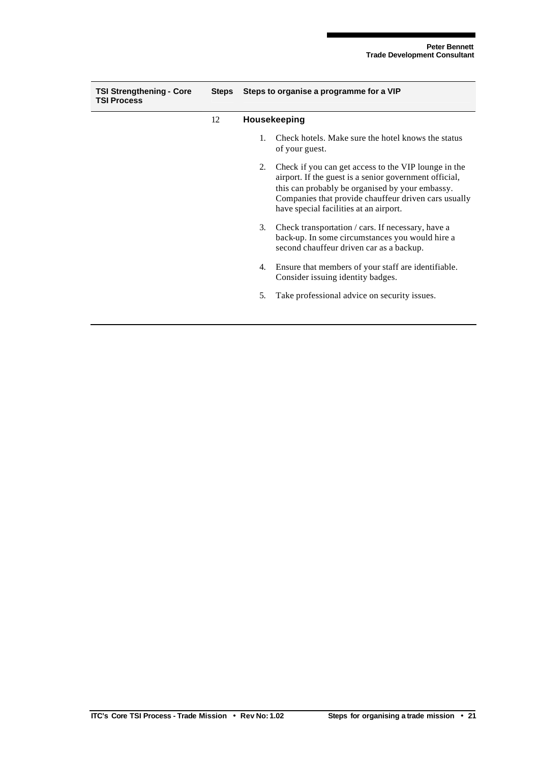| TSI Strengthening - Core TSI Process | Steps | Steps to organise a programme for a VIP |
|---|---|---|
| | 12 | **Housekeeping** |

1. Check hotels. Make sure the hotel knows the status of your guest.
2. Check if you can get access to the VIP lounge in the airport. If the guest is a senior government official, this can probably be organised by your embassy. Companies that provide chauffeur driven cars usually have special facilities at an airport.
3. Check transportation / cars. If necessary, have a back-up. In some circumstances you would hire a second chauffeur driven car as a backup.
4. Ensure that members of your staff are identifiable. Consider issuing identity badges.
5. Take professional advice on security issues.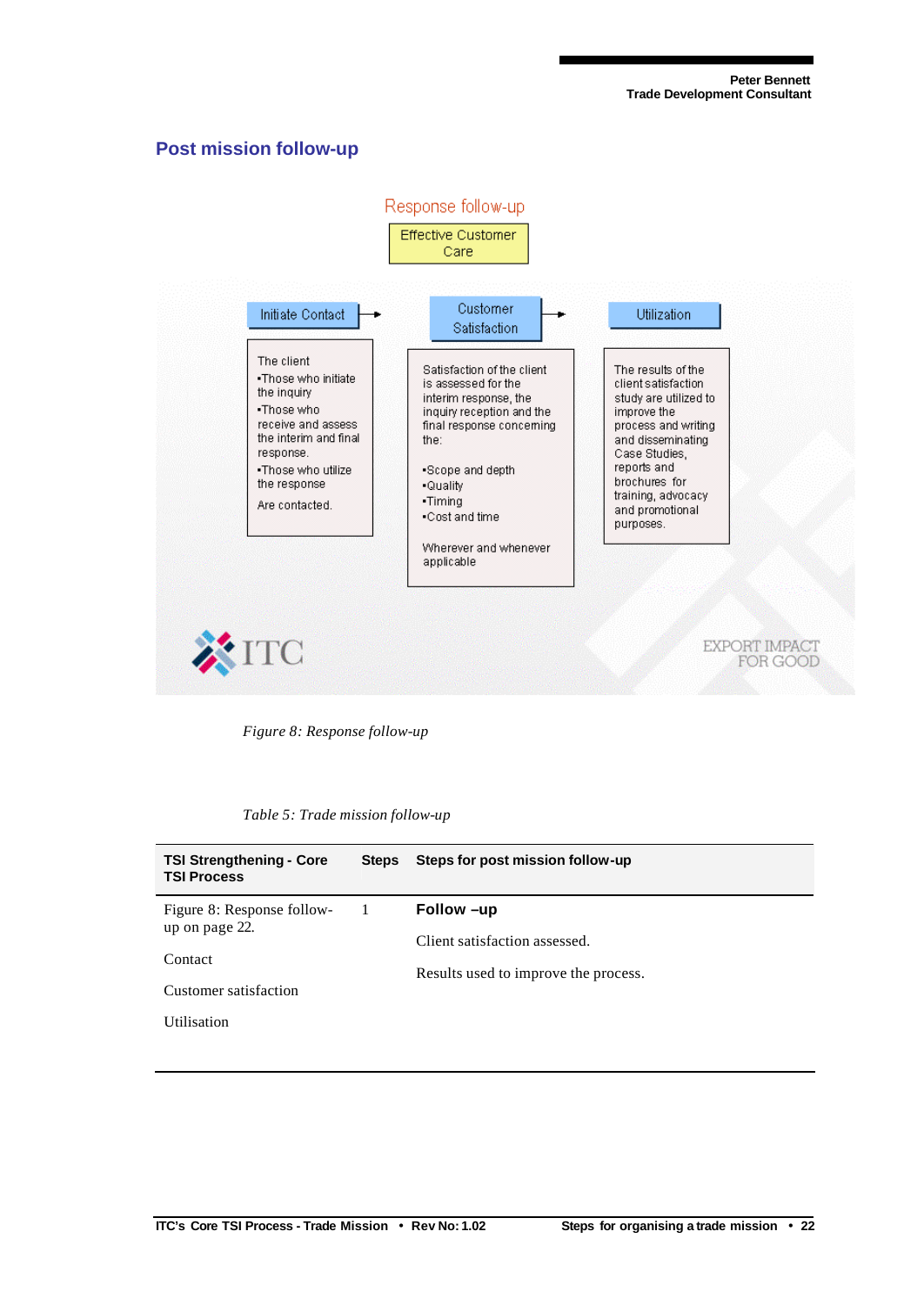## Post mission follow-up

Response follow-up

Effective Customer Care

Initiate Contact → Customer Satisfaction → Utilization

The client
•Those who initiate the inquiry
•Those who receive and assess the interim and final response.
•Those who utilize the response
Are contacted.

Satisfaction of the client is assessed for the interim response, the inquiry reception and the final response concerning the:

•Scope and depth
•Quality
•Timing
•Cost and time

Wherever and whenever applicable

The results of the client satisfaction study are utilized to improve the process and writing and disseminating Case Studies, reports and brochures for training, advocacy and promotional purposes.

ITC

EXPORT IMPACT FOR GOOD

*Figure 8: Response follow-up*

*Table 5: Trade mission follow-up*

| TSI Strengthening - Core TSI Process | Steps | Steps for post mission follow-up |
|---|---|---|
| Figure 8: Response follow-up on page 22.<br><br>Contact<br><br>Customer satisfaction<br><br>Utilisation | 1 | **Follow –up**<br><br>Client satisfaction assessed.<br><br>Results used to improve the process. |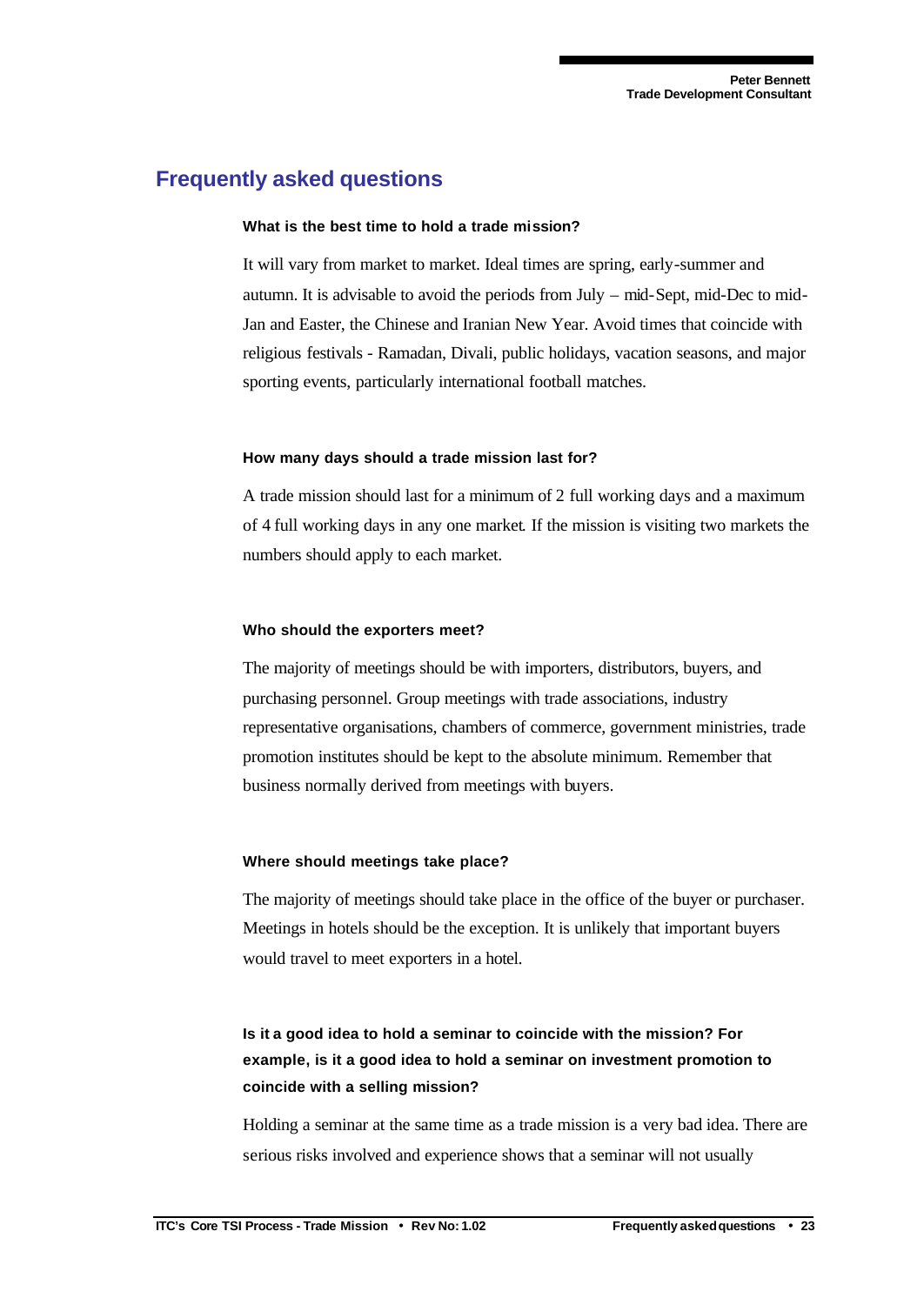## Frequently asked questions

**What is the best time to hold a trade mission?**

It will vary from market to market. Ideal times are spring, early-summer and autumn. It is advisable to avoid the periods from July – mid-Sept, mid-Dec to mid-Jan and Easter, the Chinese and Iranian New Year. Avoid times that coincide with religious festivals - Ramadan, Divali, public holidays, vacation seasons, and major sporting events, particularly international football matches.

**How many days should a trade mission last for?**

A trade mission should last for a minimum of 2 full working days and a maximum of 4 full working days in any one market. If the mission is visiting two markets the numbers should apply to each market.

**Who should the exporters meet?**

The majority of meetings should be with importers, distributors, buyers, and purchasing personnel. Group meetings with trade associations, industry representative organisations, chambers of commerce, government ministries, trade promotion institutes should be kept to the absolute minimum. Remember that business normally derived from meetings with buyers.

**Where should meetings take place?**

The majority of meetings should take place in the office of the buyer or purchaser. Meetings in hotels should be the exception. It is unlikely that important buyers would travel to meet exporters in a hotel.

**Is it a good idea to hold a seminar to coincide with the mission? For example, is it a good idea to hold a seminar on investment promotion to coincide with a selling mission?**

Holding a seminar at the same time as a trade mission is a very bad idea. There are serious risks involved and experience shows that a seminar will not usually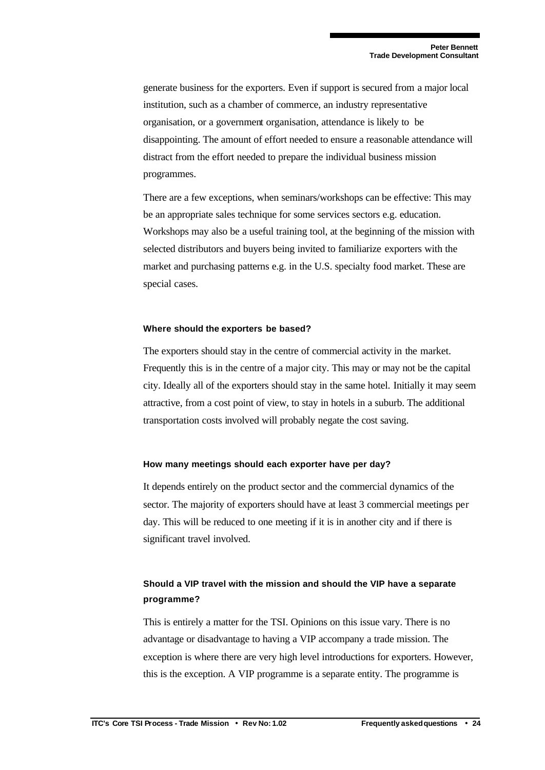generate business for the exporters. Even if support is secured from a major local institution, such as a chamber of commerce, an industry representative organisation, or a government organisation, attendance is likely to be disappointing. The amount of effort needed to ensure a reasonable attendance will distract from the effort needed to prepare the individual business mission programmes.

There are a few exceptions, when seminars/workshops can be effective: This may be an appropriate sales technique for some services sectors e.g. education. Workshops may also be a useful training tool, at the beginning of the mission with selected distributors and buyers being invited to familiarize exporters with the market and purchasing patterns e.g. in the U.S. specialty food market. These are special cases.

#### Where should the exporters be based?

The exporters should stay in the centre of commercial activity in the market. Frequently this is in the centre of a major city. This may or may not be the capital city. Ideally all of the exporters should stay in the same hotel. Initially it may seem attractive, from a cost point of view, to stay in hotels in a suburb. The additional transportation costs involved will probably negate the cost saving.

#### How many meetings should each exporter have per day?

It depends entirely on the product sector and the commercial dynamics of the sector. The majority of exporters should have at least 3 commercial meetings per day. This will be reduced to one meeting if it is in another city and if there is significant travel involved.

#### Should a VIP travel with the mission and should the VIP have a separate programme?

This is entirely a matter for the TSI. Opinions on this issue vary. There is no advantage or disadvantage to having a VIP accompany a trade mission. The exception is where there are very high level introductions for exporters. However, this is the exception. A VIP programme is a separate entity. The programme is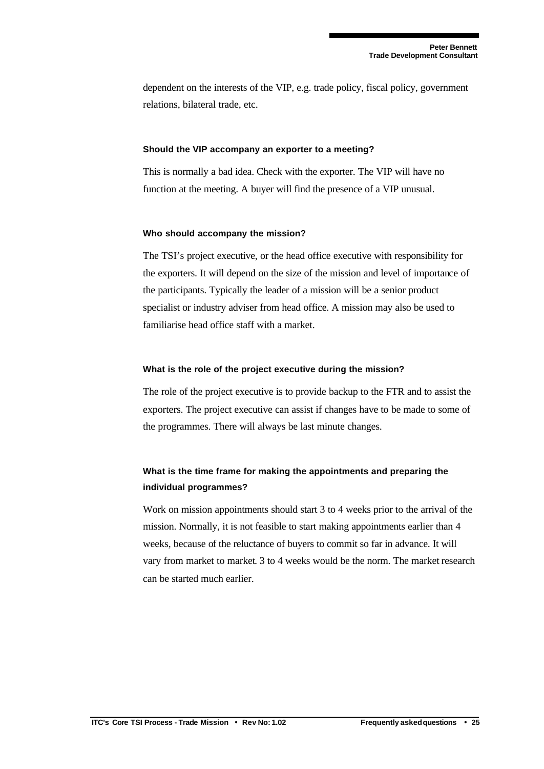dependent on the interests of the VIP, e.g. trade policy, fiscal policy, government relations, bilateral trade, etc.

#### Should the VIP accompany an exporter to a meeting?

This is normally a bad idea. Check with the exporter. The VIP will have no function at the meeting. A buyer will find the presence of a VIP unusual.

#### Who should accompany the mission?

The TSI's project executive, or the head office executive with responsibility for the exporters. It will depend on the size of the mission and level of importance of the participants. Typically the leader of a mission will be a senior product specialist or industry adviser from head office. A mission may also be used to familiarise head office staff with a market.

#### What is the role of the project executive during the mission?

The role of the project executive is to provide backup to the FTR and to assist the exporters. The project executive can assist if changes have to be made to some of the programmes. There will always be last minute changes.

#### What is the time frame for making the appointments and preparing the individual programmes?

Work on mission appointments should start 3 to 4 weeks prior to the arrival of the mission. Normally, it is not feasible to start making appointments earlier than 4 weeks, because of the reluctance of buyers to commit so far in advance. It will vary from market to market. 3 to 4 weeks would be the norm. The market research can be started much earlier.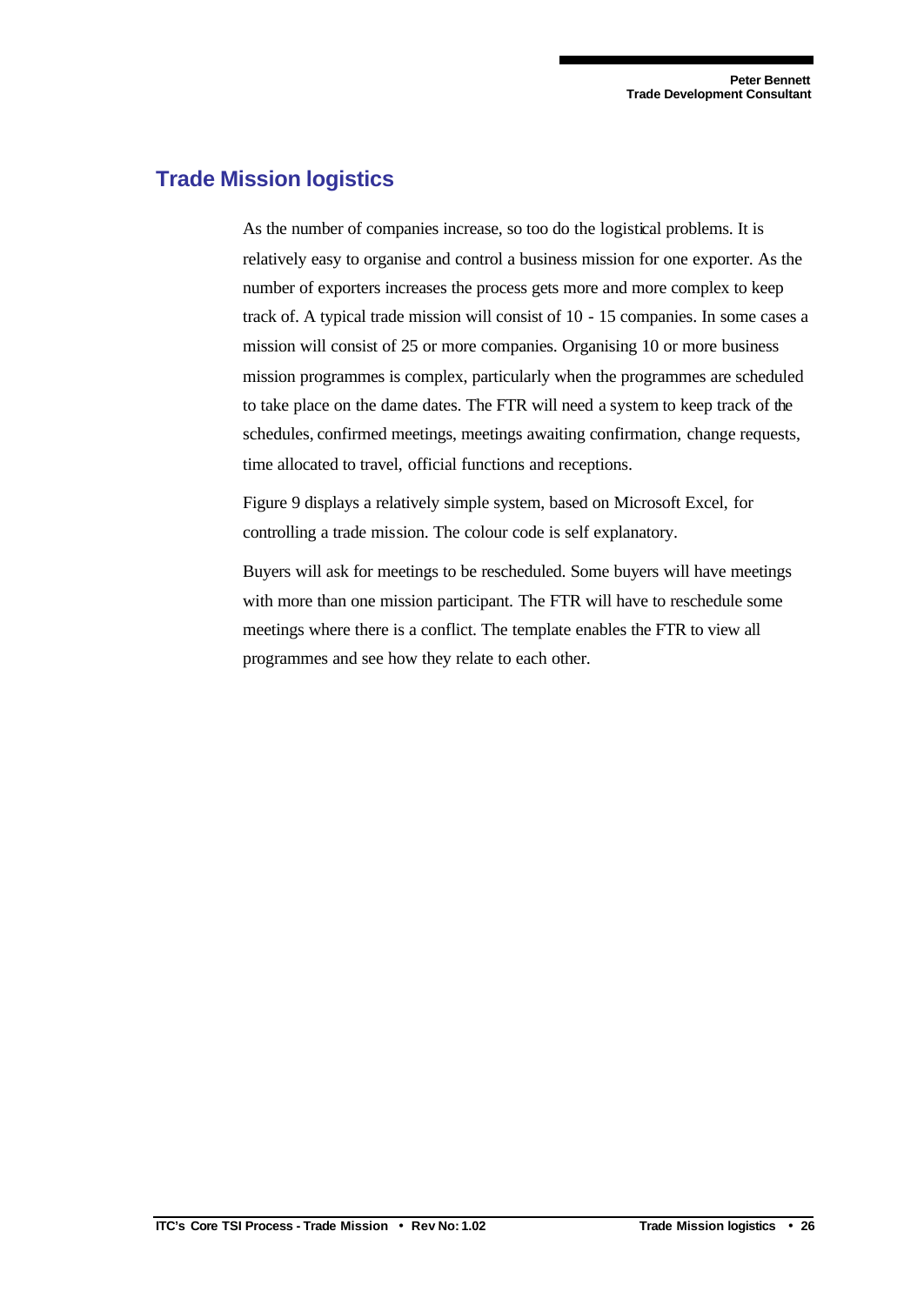## Trade Mission logistics

As the number of companies increase, so too do the logistical problems. It is relatively easy to organise and control a business mission for one exporter. As the number of exporters increases the process gets more and more complex to keep track of. A typical trade mission will consist of 10 - 15 companies. In some cases a mission will consist of 25 or more companies. Organising 10 or more business mission programmes is complex, particularly when the programmes are scheduled to take place on the dame dates. The FTR will need a system to keep track of the schedules, confirmed meetings, meetings awaiting confirmation, change requests, time allocated to travel, official functions and receptions.

Figure 9 displays a relatively simple system, based on Microsoft Excel, for controlling a trade mission. The colour code is self explanatory.

Buyers will ask for meetings to be rescheduled. Some buyers will have meetings with more than one mission participant. The FTR will have to reschedule some meetings where there is a conflict. The template enables the FTR to view all programmes and see how they relate to each other.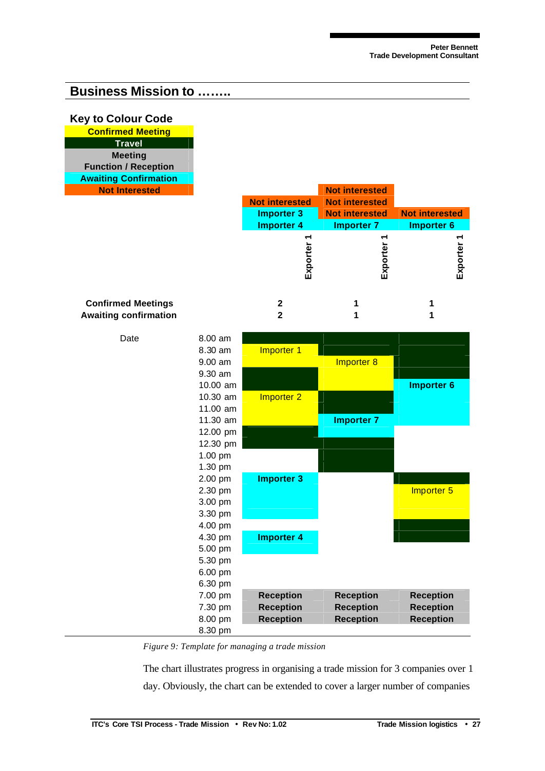## Business Mission to ……..

**Key to Colour Code**

| Key to Colour Code |
|---|
| Confirmed Meeting |
| Travel |
| Meeting Function / Reception |
| Awaiting Confirmation |
| Not Interested |

| | | Exporter 1 | Exporter 1 | Exporter 1 |
|---|---|---|---|---|
| | | | Not interested | |
| | | Not interested | Not interested | |
| | | Importer 3 | Not interested | Not interested |
| | | Importer 4 | Importer 7 | Importer 6 |
| **Confirmed Meetings** | | 2 | 1 | 1 |
| **Awaiting confirmation** | | 2 | 1 | 1 |
| Date | 8.00 am | | | |
| | 8.30 am | Importer 1 | | |
| | 9.00 am | | Importer 8 | |
| | 9.30 am | | | |
| | 10.00 am | | | Importer 6 |
| | 10.30 am | Importer 2 | | |
| | 11.00 am | | | |
| | 11.30 am | | Importer 7 | |
| | 12.00 pm | | | |
| | 12.30 pm | | | |
| | 1.00 pm | | | |
| | 1.30 pm | | | |
| | 2.00 pm | Importer 3 | | |
| | 2.30 pm | | | Importer 5 |
| | 3.00 pm | | | |
| | 3.30 pm | | | |
| | 4.00 pm | | | |
| | 4.30 pm | Importer 4 | | |
| | 5.00 pm | | | |
| | 5.30 pm | | | |
| | 6.00 pm | | | |
| | 6.30 pm | | | |
| | 7.00 pm | Reception | Reception | Reception |
| | 7.30 pm | Reception | Reception | Reception |
| | 8.00 pm | Reception | Reception | Reception |
| | 8.30 pm | | | |

*Figure 9: Template for managing a trade mission*

The chart illustrates progress in organising a trade mission for 3 companies over 1 day. Obviously, the chart can be extended to cover a larger number of companies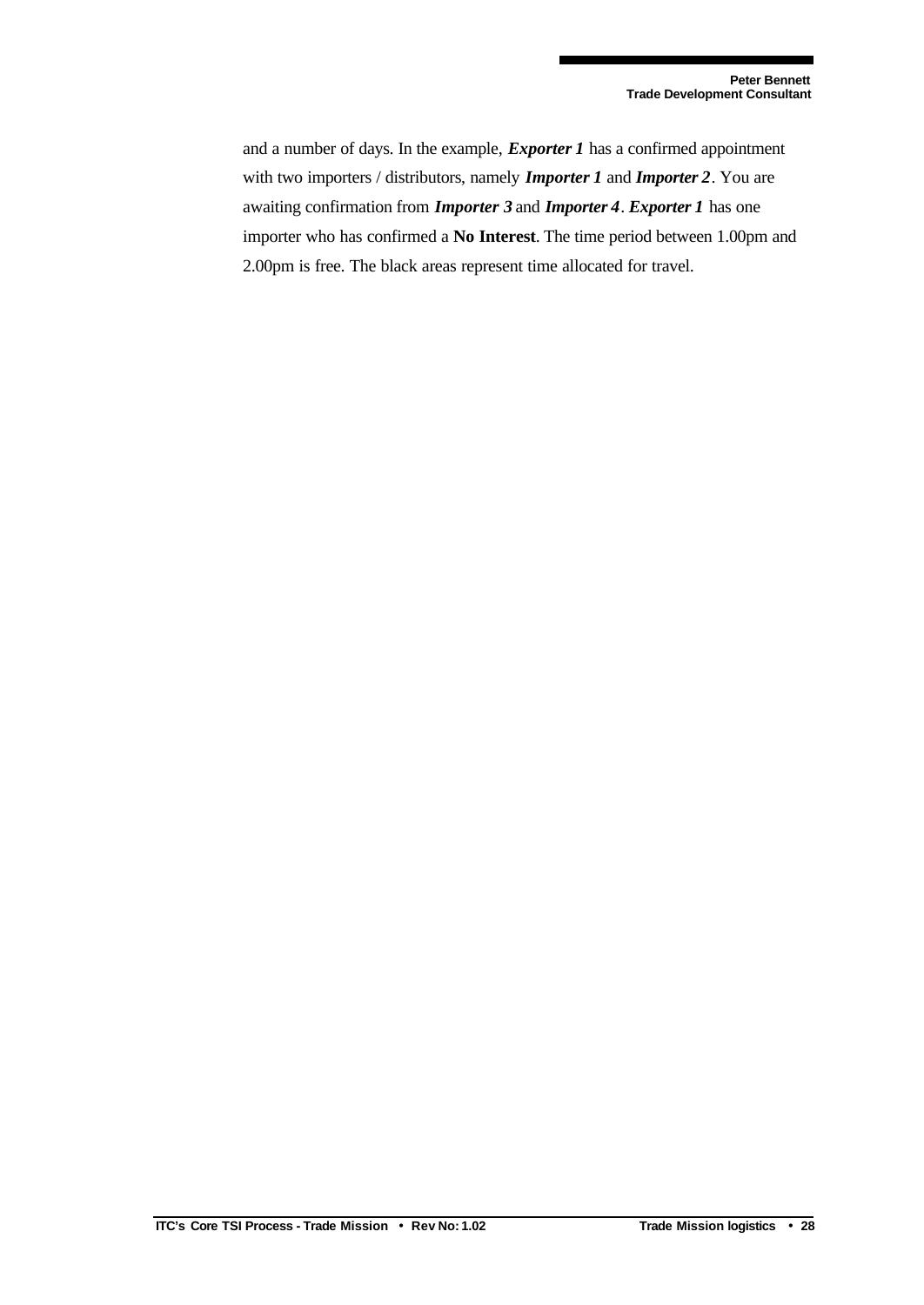and a number of days. In the example, ***Exporter 1*** has a confirmed appointment with two importers / distributors, namely ***Importer 1*** and ***Importer 2***. You are awaiting confirmation from ***Importer 3*** and ***Importer 4***. ***Exporter 1*** has one importer who has confirmed a **No Interest**. The time period between 1.00pm and 2.00pm is free. The black areas represent time allocated for travel.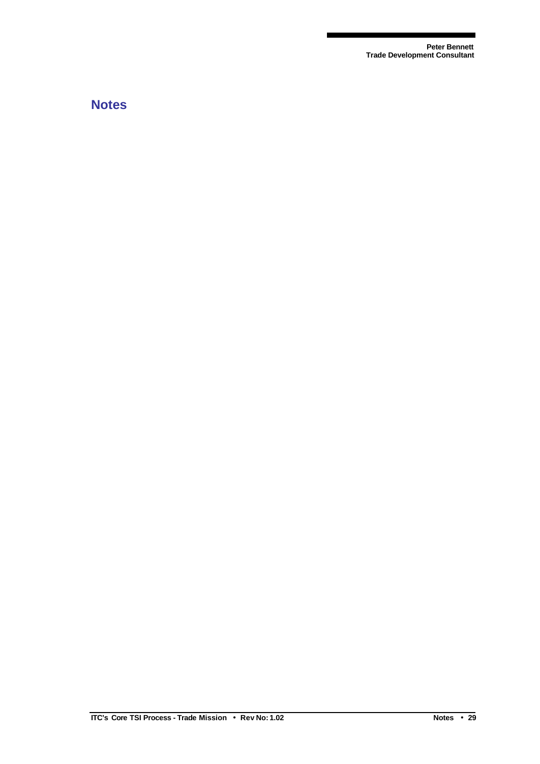## Notes